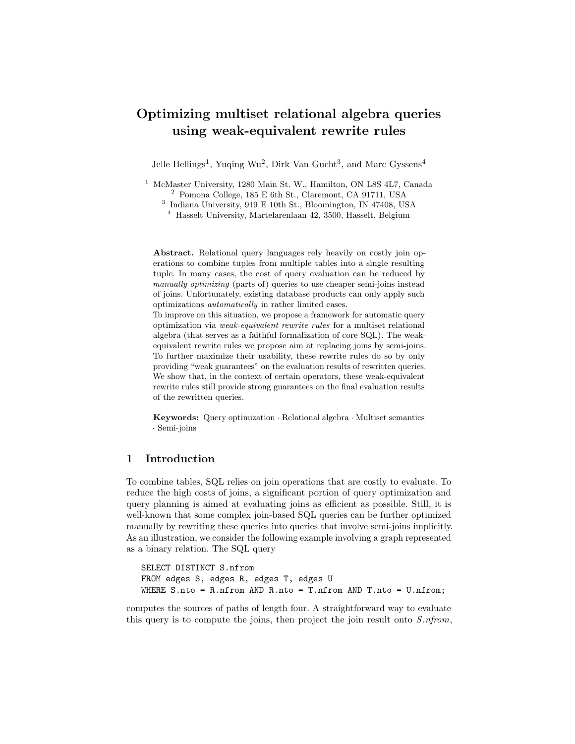# Optimizing multiset relational algebra queries using weak-equivalent rewrite rules

Jelle Hellings[1], Yuqing Wu[2], Dirk Van Gucht[3], and Marc Gyssens[4]

[1] McMaster University, 1280 Main St. W., Hamilton, ON L8S 4L7, Canada
[2] Pomona College, 185 E 6th St., Claremont, CA 91711, USA
[3] Indiana University, 919 E 10th St., Bloomington, IN 47408, USA
[4] Hasselt University, Martelarenlaan 42, 3500, Hasselt, Belgium

**Abstract.** Relational query languages rely heavily on costly join operations to combine tuples from multiple tables into a single resulting tuple. In many cases, the cost of query evaluation can be reduced by *manually optimizing* (parts of) queries to use cheaper semi-joins instead of joins. Unfortunately, existing database products can only apply such optimizations *automatically* in rather limited cases.

To improve on this situation, we propose a framework for automatic query optimization via *weak-equivalent rewrite rules* for a multiset relational algebra (that serves as a faithful formalization of core SQL). The weak-equivalent rewrite rules we propose aim at replacing joins by semi-joins. To further maximize their usability, these rewrite rules do so by only providing "weak guarantees" on the evaluation results of rewritten queries. We show that, in the context of certain operators, these weak-equivalent rewrite rules still provide strong guarantees on the final evaluation results of the rewritten queries.

**Keywords:** Query optimization · Relational algebra · Multiset semantics · Semi-joins

## 1 Introduction

To combine tables, SQL relies on join operations that are costly to evaluate. To reduce the high costs of joins, a significant portion of query optimization and query planning is aimed at evaluating joins as efficient as possible. Still, it is well-known that some complex join-based SQL queries can be further optimized manually by rewriting these queries into queries that involve semi-joins implicitly. As an illustration, we consider the following example involving a graph represented as a binary relation. The SQL query

```
SELECT DISTINCT S.nfrom
FROM edges S, edges R, edges T, edges U
WHERE S.nto = R.nfrom AND R.nto = T.nfrom AND T.nto = U.nfrom;
```

computes the sources of paths of length four. A straightforward way to evaluate this query is to compute the joins, then project the join result onto *S.nfrom*,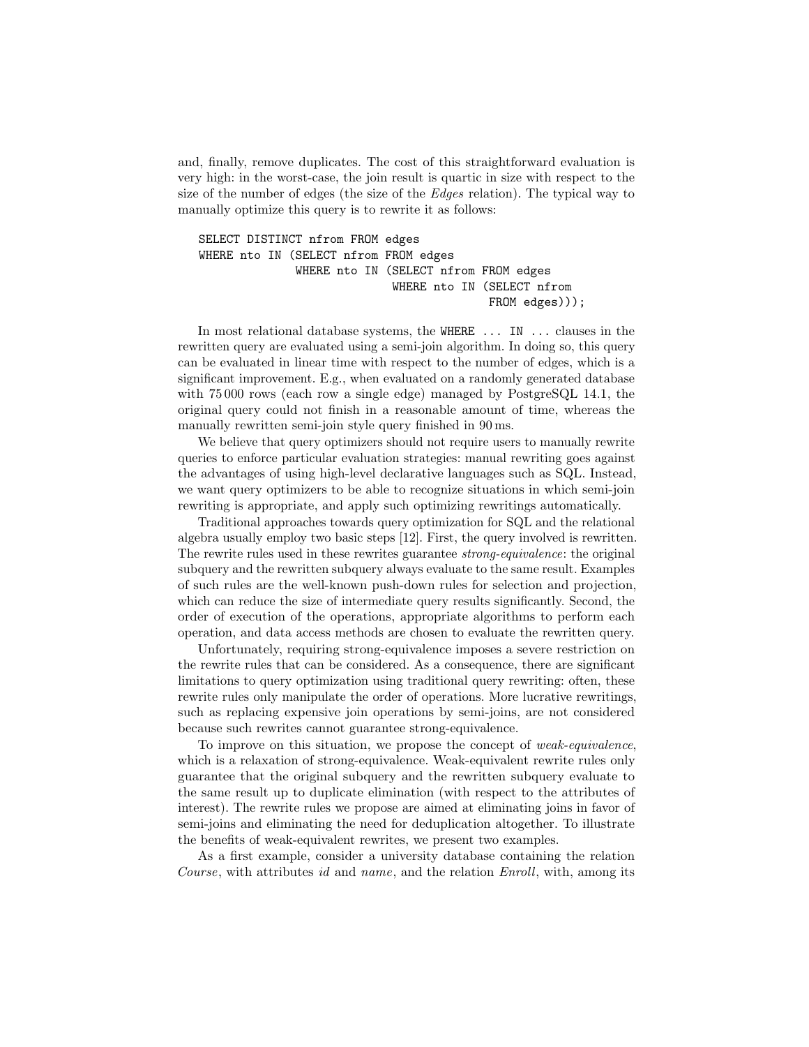and, finally, remove duplicates. The cost of this straightforward evaluation is very high: in the worst-case, the join result is quartic in size with respect to the size of the number of edges (the size of the *Edges* relation). The typical way to manually optimize this query is to rewrite it as follows:

```
SELECT DISTINCT nfrom FROM edges
WHERE nto IN (SELECT nfrom FROM edges
              WHERE nto IN (SELECT nfrom FROM edges
                            WHERE nto IN (SELECT nfrom
                                          FROM edges)));
```

In most relational database systems, the `WHERE ... IN ...` clauses in the rewritten query are evaluated using a semi-join algorithm. In doing so, this query can be evaluated in linear time with respect to the number of edges, which is a significant improvement. E.g., when evaluated on a randomly generated database with 75 000 rows (each row a single edge) managed by PostgreSQL 14.1, the original query could not finish in a reasonable amount of time, whereas the manually rewritten semi-join style query finished in 90 ms.

We believe that query optimizers should not require users to manually rewrite queries to enforce particular evaluation strategies: manual rewriting goes against the advantages of using high-level declarative languages such as SQL. Instead, we want query optimizers to be able to recognize situations in which semi-join rewriting is appropriate, and apply such optimizing rewritings automatically.

Traditional approaches towards query optimization for SQL and the relational algebra usually employ two basic steps [12]. First, the query involved is rewritten. The rewrite rules used in these rewrites guarantee *strong-equivalence*: the original subquery and the rewritten subquery always evaluate to the same result. Examples of such rules are the well-known push-down rules for selection and projection, which can reduce the size of intermediate query results significantly. Second, the order of execution of the operations, appropriate algorithms to perform each operation, and data access methods are chosen to evaluate the rewritten query.

Unfortunately, requiring strong-equivalence imposes a severe restriction on the rewrite rules that can be considered. As a consequence, there are significant limitations to query optimization using traditional query rewriting: often, these rewrite rules only manipulate the order of operations. More lucrative rewritings, such as replacing expensive join operations by semi-joins, are not considered because such rewrites cannot guarantee strong-equivalence.

To improve on this situation, we propose the concept of *weak-equivalence*, which is a relaxation of strong-equivalence. Weak-equivalent rewrite rules only guarantee that the original subquery and the rewritten subquery evaluate to the same result up to duplicate elimination (with respect to the attributes of interest). The rewrite rules we propose are aimed at eliminating joins in favor of semi-joins and eliminating the need for deduplication altogether. To illustrate the benefits of weak-equivalent rewrites, we present two examples.

As a first example, consider a university database containing the relation *Course*, with attributes *id* and *name*, and the relation *Enroll*, with, among its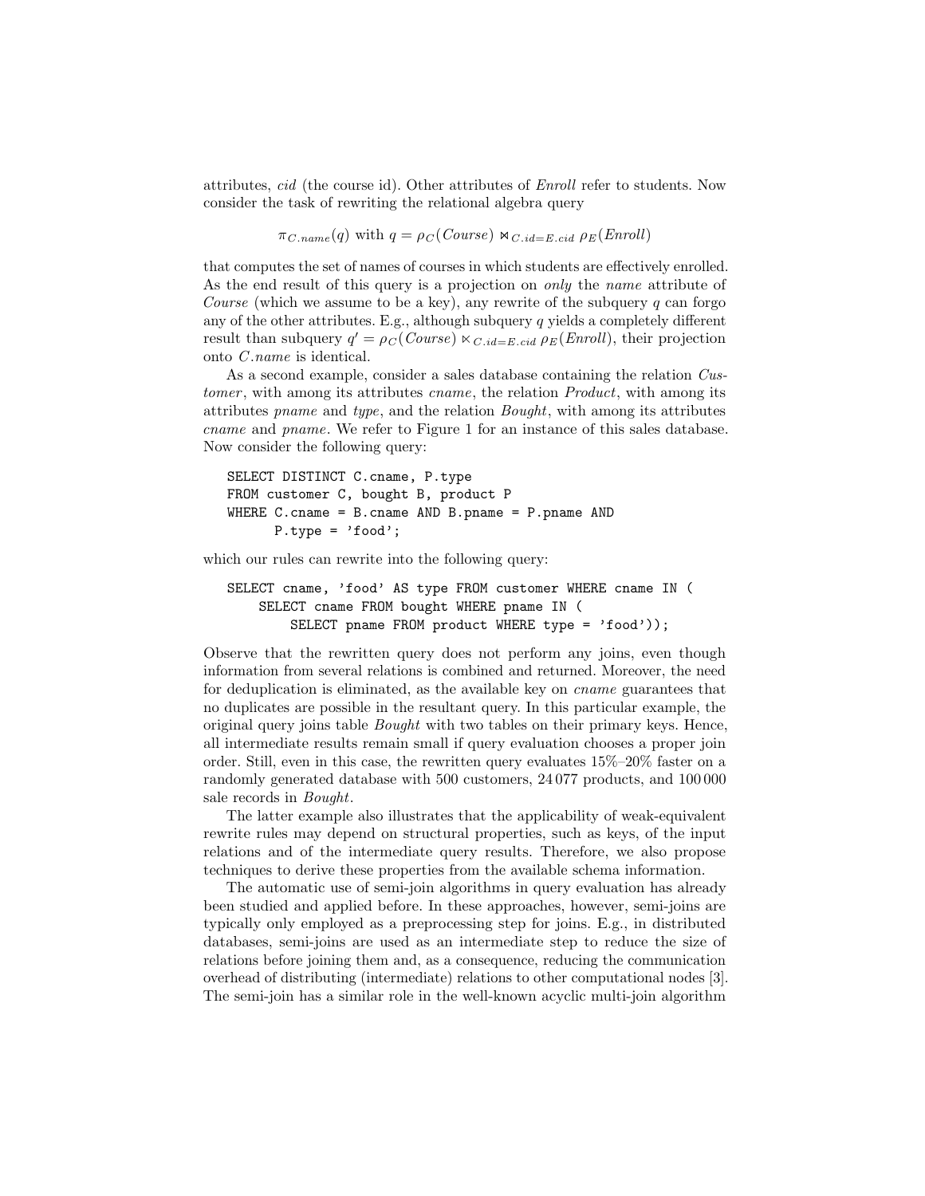attributes, *cid* (the course id). Other attributes of *Enroll* refer to students. Now consider the task of rewriting the relational algebra query

$$\pi_{C.name}(q) \text{ with } q = \rho_C(\mathit{Course}) \bowtie_{C.id=E.cid} \rho_E(\mathit{Enroll})$$

that computes the set of names of courses in which students are effectively enrolled. As the end result of this query is a projection on *only* the *name* attribute of *Course* (which we assume to be a key), any rewrite of the subquery $q$ can forgo any of the other attributes. E.g., although subquery $q$ yields a completely different result than subquery $q' = \rho_C(\mathit{Course}) \ltimes_{C.id=E.cid} \rho_E(\mathit{Enroll})$, their projection onto $C.name$ is identical.

As a second example, consider a sales database containing the relation *Customer*, with among its attributes *cname*, the relation *Product*, with among its attributes *pname* and *type*, and the relation *Bought*, with among its attributes *cname* and *pname*. We refer to Figure 1 for an instance of this sales database. Now consider the following query:

```
SELECT DISTINCT C.cname, P.type
FROM customer C, bought B, product P
WHERE C.cname = B.cname AND B.pname = P.pname AND
      P.type = 'food';
```

which our rules can rewrite into the following query:

```
SELECT cname, 'food' AS type FROM customer WHERE cname IN (
    SELECT cname FROM bought WHERE pname IN (
        SELECT pname FROM product WHERE type = 'food'));
```

Observe that the rewritten query does not perform any joins, even though information from several relations is combined and returned. Moreover, the need for deduplication is eliminated, as the available key on *cname* guarantees that no duplicates are possible in the resultant query. In this particular example, the original query joins table *Bought* with two tables on their primary keys. Hence, all intermediate results remain small if query evaluation chooses a proper join order. Still, even in this case, the rewritten query evaluates 15%–20% faster on a randomly generated database with 500 customers, 24 077 products, and 100 000 sale records in *Bought*.

The latter example also illustrates that the applicability of weak-equivalent rewrite rules may depend on structural properties, such as keys, of the input relations and of the intermediate query results. Therefore, we also propose techniques to derive these properties from the available schema information.

The automatic use of semi-join algorithms in query evaluation has already been studied and applied before. In these approaches, however, semi-joins are typically only employed as a preprocessing step for joins. E.g., in distributed databases, semi-joins are used as an intermediate step to reduce the size of relations before joining them and, as a consequence, reducing the communication overhead of distributing (intermediate) relations to other computational nodes [3]. The semi-join has a similar role in the well-known acyclic multi-join algorithm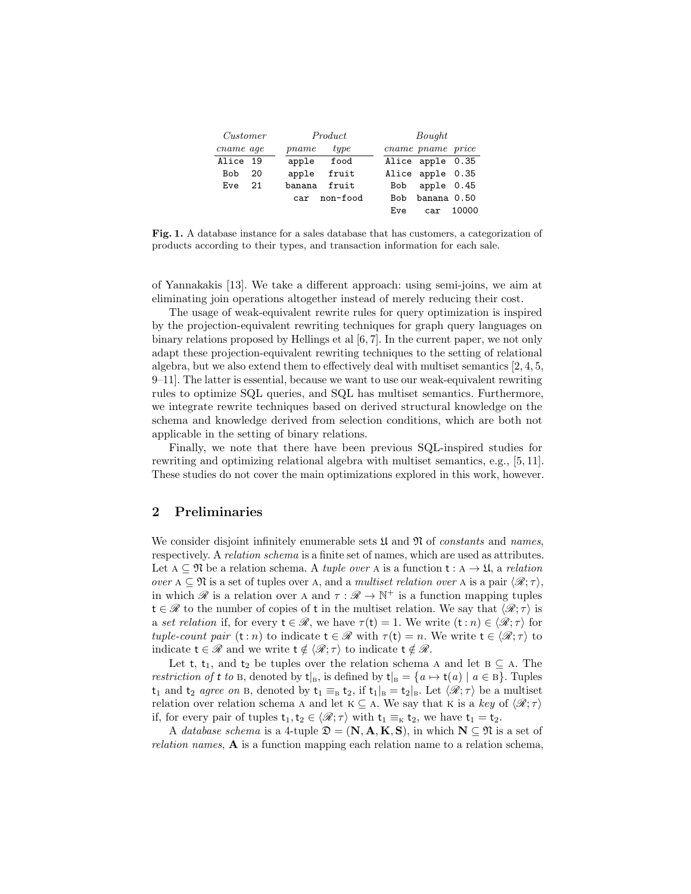**Customer**

| *cname* | *age* |
|---|---|
| Alice | 19 |
| Bob | 20 |
| Eve | 21 |

**Product**

| *pname* | *type* |
|---|---|
| apple | food |
| apple | fruit |
| banana | fruit |
| car | non-food |

**Bought**

| *cname* | *pname* | *price* |
|---|---|---|
| Alice | apple | 0.35 |
| Alice | apple | 0.35 |
| Bob | apple | 0.45 |
| Bob | banana | 0.50 |
| Eve | car | 10000 |

**Fig. 1.** A database instance for a sales database that has customers, a categorization of products according to their types, and transaction information for each sale.

of Yannakakis [13]. We take a different approach: using semi-joins, we aim at eliminating join operations altogether instead of merely reducing their cost.

The usage of weak-equivalent rewrite rules for query optimization is inspired by the projection-equivalent rewriting techniques for graph query languages on binary relations proposed by Hellings et al [6, 7]. In the current paper, we not only adapt these projection-equivalent rewriting techniques to the setting of relational algebra, but we also extend them to effectively deal with multiset semantics [2, 4, 5, 9–11]. The latter is essential, because we want to use our weak-equivalent rewriting rules to optimize SQL queries, and SQL has multiset semantics. Furthermore, we integrate rewrite techniques based on derived structural knowledge on the schema and knowledge derived from selection conditions, which are both not applicable in the setting of binary relations.

Finally, we note that there have been previous SQL-inspired studies for rewriting and optimizing relational algebra with multiset semantics, e.g., [5, 11]. These studies do not cover the main optimizations explored in this work, however.

## 2 Preliminaries

We consider disjoint infinitely enumerable sets $\mathfrak{U}$ and $\mathfrak{N}$ of *constants* and *names*, respectively. A *relation schema* is a finite set of names, which are used as attributes. Let $\mathrm{A} \subseteq \mathfrak{N}$ be a relation schema. A *tuple over* A is a function $\mathsf{t} : \mathrm{A} \rightarrow \mathfrak{U}$, a *relation over* $\mathrm{A} \subseteq \mathfrak{N}$ is a set of tuples over A, and a *multiset relation over* A is a pair $\langle \mathscr{R}; \tau \rangle$, in which $\mathscr{R}$ is a relation over A and $\tau : \mathscr{R} \rightarrow \mathbb{N}^+$ is a function mapping tuples $\mathsf{t} \in \mathscr{R}$ to the number of copies of t in the multiset relation. We say that $\langle \mathscr{R}; \tau \rangle$ is a *set relation* if, for every $\mathsf{t} \in \mathscr{R}$, we have $\tau(\mathsf{t}) = 1$. We write $(\mathsf{t} : n) \in \langle \mathscr{R}; \tau \rangle$ for *tuple-count pair* $(\mathsf{t} : n)$ to indicate $\mathsf{t} \in \mathscr{R}$ with $\tau(\mathsf{t}) = n$. We write $\mathsf{t} \in \langle \mathscr{R}; \tau \rangle$ to indicate $\mathsf{t} \in \mathscr{R}$ and we write $\mathsf{t} \notin \langle \mathscr{R}; \tau \rangle$ to indicate $\mathsf{t} \notin \mathscr{R}$.

Let $\mathsf{t}$, $\mathsf{t}_1$, and $\mathsf{t}_2$ be tuples over the relation schema A and let $\mathrm{B} \subseteq \mathrm{A}$. The *restriction of* t *to* B, denoted by $\mathsf{t}|_{\mathrm{B}}$, is defined by $\mathsf{t}|_{\mathrm{B}} = \{a \mapsto \mathsf{t}(a) \mid a \in \mathrm{B}\}$. Tuples $\mathsf{t}_1$ and $\mathsf{t}_2$ *agree on* B, denoted by $\mathsf{t}_1 \equiv_{\mathrm{B}} \mathsf{t}_2$, if $\mathsf{t}_1|_{\mathrm{B}} = \mathsf{t}_2|_{\mathrm{B}}$. Let $\langle \mathscr{R}; \tau \rangle$ be a multiset relation over relation schema A and let $\mathrm{K} \subseteq \mathrm{A}$. We say that K is a *key* of $\langle \mathscr{R}; \tau \rangle$ if, for every pair of tuples $\mathsf{t}_1, \mathsf{t}_2 \in \langle \mathscr{R}; \tau \rangle$ with $\mathsf{t}_1 \equiv_{\mathrm{K}} \mathsf{t}_2$, we have $\mathsf{t}_1 = \mathsf{t}_2$.

A *database schema* is a 4-tuple $\mathfrak{D} = (\mathbf{N}, \mathbf{A}, \mathbf{K}, \mathbf{S})$, in which $\mathbf{N} \subseteq \mathfrak{N}$ is a set of *relation names*, $\mathbf{A}$ is a function mapping each relation name to a relation schema,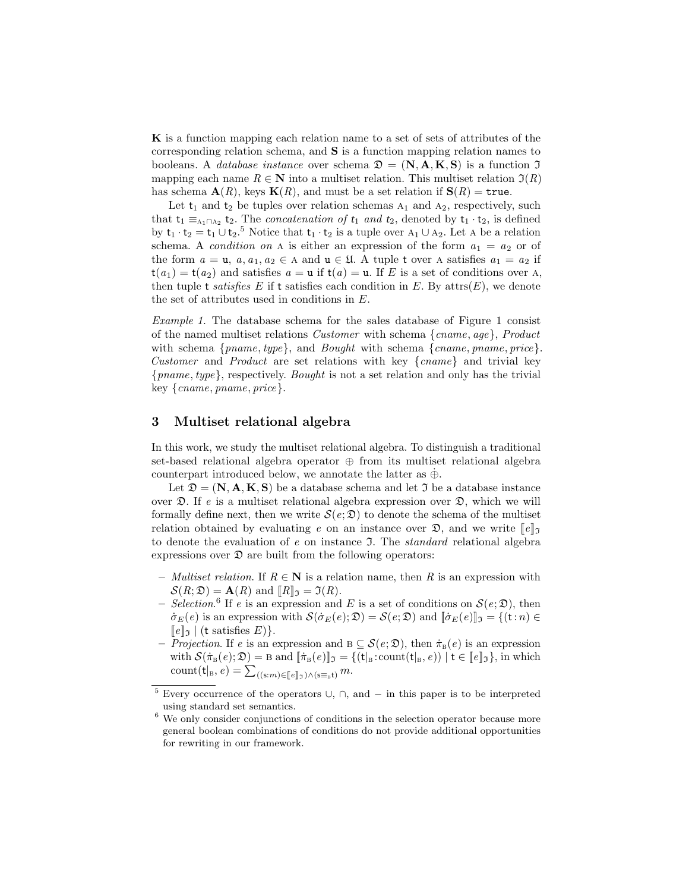**K** is a function mapping each relation name to a set of sets of attributes of the corresponding relation schema, and **S** is a function mapping relation names to booleans. A *database instance* over schema $\mathfrak{D} = (\mathbf{N}, \mathbf{A}, \mathbf{K}, \mathbf{S})$ is a function $\mathfrak{I}$ mapping each name $R \in \mathbf{N}$ into a multiset relation. This multiset relation $\mathfrak{I}(R)$ has schema $\mathbf{A}(R)$, keys $\mathbf{K}(R)$, and must be a set relation if $\mathbf{S}(R) = \mathtt{true}$.

Let $\mathtt{t}_1$ and $\mathtt{t}_2$ be tuples over relation schemas $\mathrm{A}_1$ and $\mathrm{A}_2$, respectively, such that $\mathtt{t}_1 \equiv_{\mathrm{A}_1 \cap \mathrm{A}_2} \mathtt{t}_2$. The *concatenation of $t_1$ and $t_2$*, denoted by $\mathtt{t}_1 \cdot \mathtt{t}_2$, is defined by $\mathtt{t}_1 \cdot \mathtt{t}_2 = \mathtt{t}_1 \cup \mathtt{t}_2$.[5] Notice that $\mathtt{t}_1 \cdot \mathtt{t}_2$ is a tuple over $\mathrm{A}_1 \cup \mathrm{A}_2$. Let $\mathrm{A}$ be a relation schema. A *condition on* $\mathrm{A}$ is either an expression of the form $a_1 = a_2$ or of the form $a = \mathtt{u}$, $a, a_1, a_2 \in \mathrm{A}$ and $\mathtt{u} \in \mathfrak{U}$. A tuple $\mathtt{t}$ over $\mathrm{A}$ satisfies $a_1 = a_2$ if $\mathtt{t}(a_1) = \mathtt{t}(a_2)$ and satisfies $a = \mathtt{u}$ if $\mathtt{t}(a) = \mathtt{u}$. If $E$ is a set of conditions over $\mathrm{A}$, then tuple $\mathtt{t}$ *satisfies* $E$ if $\mathtt{t}$ satisfies each condition in $E$. By $\mathrm{attrs}(E)$, we denote the set of attributes used in conditions in $E$.

*Example 1.* The database schema for the sales database of Figure 1 consist of the named multiset relations *Customer* with schema $\{cname, age\}$, *Product* with schema $\{pname, type\}$, and *Bought* with schema $\{cname, pname, price\}$. *Customer* and *Product* are set relations with key $\{cname\}$ and trivial key $\{pname, type\}$, respectively. *Bought* is not a set relation and only has the trivial key $\{cname, pname, price\}$.

## 3 Multiset relational algebra

In this work, we study the multiset relational algebra. To distinguish a traditional set-based relational algebra operator $\oplus$ from its multiset relational algebra counterpart introduced below, we annotate the latter as $\dot{\oplus}$.

Let $\mathfrak{D} = (\mathbf{N}, \mathbf{A}, \mathbf{K}, \mathbf{S})$ be a database schema and let $\mathfrak{I}$ be a database instance over $\mathfrak{D}$. If $e$ is a multiset relational algebra expression over $\mathfrak{D}$, which we will formally define next, then we write $\mathcal{S}(e; \mathfrak{D})$ to denote the schema of the multiset relation obtained by evaluating $e$ on an instance over $\mathfrak{D}$, and we write $[\![e]\!]_{\mathfrak{I}}$ to denote the evaluation of $e$ on instance $\mathfrak{I}$. The *standard* relational algebra expressions over $\mathfrak{D}$ are built from the following operators:

- *Multiset relation.* If $R \in \mathbf{N}$ is a relation name, then $R$ is an expression with $\mathcal{S}(R; \mathfrak{D}) = \mathbf{A}(R)$ and $[\![R]\!]_{\mathfrak{I}} = \mathfrak{I}(R)$.
- *Selection.*[6] If $e$ is an expression and $E$ is a set of conditions on $\mathcal{S}(e; \mathfrak{D})$, then $\dot{\sigma}_E(e)$ is an expression with $\mathcal{S}(\dot{\sigma}_E(e); \mathfrak{D}) = \mathcal{S}(e; \mathfrak{D})$ and $[\![\dot{\sigma}_E(e)]\!]_{\mathfrak{I}} = \{(\mathtt{t} : n) \in [\![e]\!]_{\mathfrak{I}} \mid (\mathtt{t} \text{ satisfies } E)\}$.
- *Projection.* If $e$ is an expression and $\mathrm{B} \subseteq \mathcal{S}(e; \mathfrak{D})$, then $\dot{\pi}_{\mathrm{B}}(e)$ is an expression with $\mathcal{S}(\dot{\pi}_{\mathrm{B}}(e); \mathfrak{D}) = \mathrm{B}$ and $[\![\dot{\pi}_{\mathrm{B}}(e)]\!]_{\mathfrak{I}} = \{(\mathtt{t}|_{\mathrm{B}} : \mathrm{count}(\mathtt{t}|_{\mathrm{B}}, e)) \mid \mathtt{t} \in [\![e]\!]_{\mathfrak{I}}\}$, in which $\mathrm{count}(\mathtt{t}|_{\mathrm{B}}, e) = \sum_{((\mathtt{s}:m) \in [\![e]\!]_{\mathfrak{I}}) \wedge (\mathtt{s} \equiv_{\mathrm{B}} \mathtt{t})} m$.

[5] Every occurrence of the operators $\cup$, $\cap$, and $-$ in this paper is to be interpreted using standard set semantics.

[6] We only consider conjunctions of conditions in the selection operator because more general boolean combinations of conditions do not provide additional opportunities for rewriting in our framework.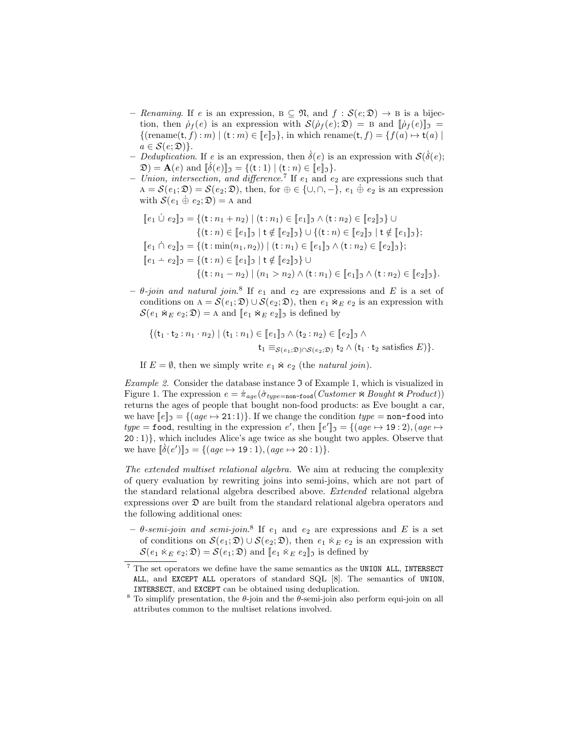- *Renaming*. If $e$ is an expression, $\text{B} \subseteq \mathfrak{N}$, and $f : \mathcal{S}(e; \mathfrak{D}) \to \text{B}$ is a bijection, then $\dot{\rho}_f(e)$ is an expression with $\mathcal{S}(\dot{\rho}_f(e); \mathfrak{D}) = \text{B}$ and $[\![\dot{\rho}_f(e)]\!]_{\mathfrak{I}} = \{(\text{rename}(\mathsf{t}, f) : m) \mid (\mathsf{t} : m) \in [\![e]\!]_{\mathfrak{I}}\}$, in which $\text{rename}(\mathsf{t}, f) = \{f(a) \mapsto \mathsf{t}(a) \mid a \in \mathcal{S}(e; \mathfrak{D})\}$.
- *Deduplication*. If $e$ is an expression, then $\dot{\delta}(e)$ is an expression with $\mathcal{S}(\dot{\delta}(e); \mathfrak{D}) = \mathbf{A}(e)$ and $[\![\dot{\delta}(e)]\!]_{\mathfrak{I}} = \{(\mathsf{t} : 1) \mid (\mathsf{t} : n) \in [\![e]\!]_{\mathfrak{I}}\}$.
- *Union, intersection, and difference.*[7] If $e_1$ and $e_2$ are expressions such that $\text{A} = \mathcal{S}(e_1; \mathfrak{D}) = \mathcal{S}(e_2; \mathfrak{D})$, then, for $\oplus \in \{\cup, \cap, -\}$, $e_1 \dot{\oplus} e_2$ is an expression with $\mathcal{S}(e_1 \dot{\oplus} e_2; \mathfrak{D}) = \text{A}$ and

$$
\begin{aligned}
[\![e_1 \mathbin{\dot{\cup}} e_2]\!]_{\mathfrak{I}} = {} & \{(\mathsf{t} : n_1 + n_2) \mid (\mathsf{t} : n_1) \in [\![e_1]\!]_{\mathfrak{I}} \wedge (\mathsf{t} : n_2) \in [\![e_2]\!]_{\mathfrak{I}}\} \cup \\
& \{(\mathsf{t} : n) \in [\![e_1]\!]_{\mathfrak{I}} \mid \mathsf{t} \notin [\![e_2]\!]_{\mathfrak{I}}\} \cup \{(\mathsf{t} : n) \in [\![e_2]\!]_{\mathfrak{I}} \mid \mathsf{t} \notin [\![e_1]\!]_{\mathfrak{I}}\};\\
[\![e_1 \mathbin{\dot{\cap}} e_2]\!]_{\mathfrak{I}} = {} & \{(\mathsf{t} : \min(n_1, n_2)) \mid (\mathsf{t} : n_1) \in [\![e_1]\!]_{\mathfrak{I}} \wedge (\mathsf{t} : n_2) \in [\![e_2]\!]_{\mathfrak{I}}\};\\
[\![e_1 \mathbin{\dot{-}} e_2]\!]_{\mathfrak{I}} = {} & \{(\mathsf{t} : n) \in [\![e_1]\!]_{\mathfrak{I}} \mid \mathsf{t} \notin [\![e_2]\!]_{\mathfrak{I}}\} \cup \\
& \{(\mathsf{t} : n_1 - n_2) \mid (n_1 > n_2) \wedge (\mathsf{t} : n_1) \in [\![e_1]\!]_{\mathfrak{I}} \wedge (\mathsf{t} : n_2) \in [\![e_2]\!]_{\mathfrak{I}}\}.
\end{aligned}
$$

- *$\theta$-join and natural join.*[8] If $e_1$ and $e_2$ are expressions and $E$ is a set of conditions on $\text{A} = \mathcal{S}(e_1; \mathfrak{D}) \cup \mathcal{S}(e_2; \mathfrak{D})$, then $e_1 \dot{\bowtie}_E e_2$ is an expression with $\mathcal{S}(e_1 \dot{\bowtie}_E e_2; \mathfrak{D}) = \text{A}$ and $[\![e_1 \dot{\bowtie}_E e_2]\!]_{\mathfrak{I}}$ is defined by

$$
\begin{aligned}
\{(\mathsf{t}_1 \cdot \mathsf{t}_2 : n_1 \cdot n_2) \mid (\mathsf{t}_1 : n_1) \in [\![e_1]\!]_{\mathfrak{I}} \wedge (\mathsf{t}_2 : n_2) \in [\![e_2]\!]_{\mathfrak{I}} \wedge \\
\mathsf{t}_1 \equiv_{\mathcal{S}(e_1;\mathfrak{D}) \cap \mathcal{S}(e_2;\mathfrak{D})} \mathsf{t}_2 \wedge (\mathsf{t}_1 \cdot \mathsf{t}_2 \text{ satisfies } E)\}.
\end{aligned}
$$

  If $E = \emptyset$, then we simply write $e_1 \dot{\bowtie} e_2$ (the *natural join*).

*Example 2.* Consider the database instance $\mathfrak{I}$ of Example 1, which is visualized in Figure 1. The expression $e = \dot{\pi}_{age}(\dot{\sigma}_{type=\texttt{non-food}}(Customer \bowtie Bought \bowtie Product))$ returns the ages of people that bought non-food products: as Eve bought a car, we have $[\![e]\!]_{\mathfrak{I}} = \{(age \mapsto \texttt{21} : 1)\}$. If we change the condition $type = \texttt{non-food}$ into $type = \texttt{food}$, resulting in the expression $e'$, then $[\![e']\!]_{\mathfrak{I}} = \{(age \mapsto \texttt{19} : 2), (age \mapsto \texttt{20} : 1)\}$, which includes Alice's age twice as she bought two apples. Observe that we have $[\![\dot{\delta}(e')]\!]_{\mathfrak{I}} = \{(age \mapsto \texttt{19} : 1), (age \mapsto \texttt{20} : 1)\}$.

*The extended multiset relational algebra.* We aim at reducing the complexity of query evaluation by rewriting joins into semi-joins, which are not part of the standard relational algebra described above. *Extended* relational algebra expressions over $\mathfrak{D}$ are built from the standard relational algebra operators and the following additional ones:

- *$\theta$-semi-join and semi-join.*[8] If $e_1$ and $e_2$ are expressions and $E$ is a set of conditions on $\mathcal{S}(e_1; \mathfrak{D}) \cup \mathcal{S}(e_2; \mathfrak{D})$, then $e_1 \dot{\ltimes}_E e_2$ is an expression with $\mathcal{S}(e_1 \dot{\ltimes}_E e_2; \mathfrak{D}) = \mathcal{S}(e_1; \mathfrak{D})$ and $[\![e_1 \dot{\ltimes}_E e_2]\!]_{\mathfrak{I}}$ is defined by

---

[7] The set operators we define have the same semantics as the `UNION ALL`, `INTERSECT ALL`, and `EXCEPT ALL` operators of standard SQL [8]. The semantics of `UNION`, `INTERSECT`, and `EXCEPT` can be obtained using deduplication.

[8] To simplify presentation, the $\theta$-join and the $\theta$-semi-join also perform equi-join on all attributes common to the multiset relations involved.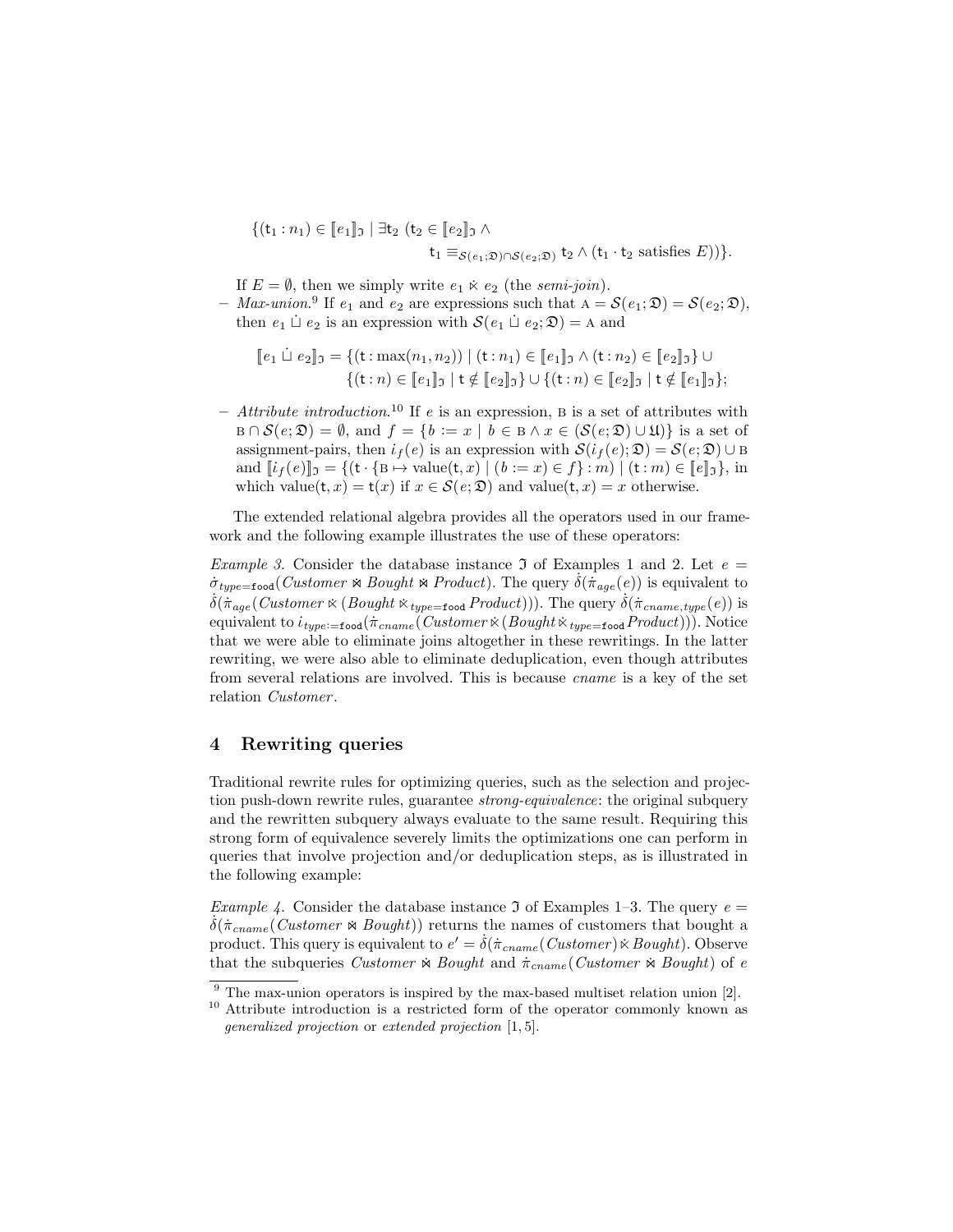$$\{(\mathsf{t}_1 : n_1) \in [\![e_1]\!]_{\mathfrak{I}} \mid \exists \mathsf{t}_2\ (\mathsf{t}_2 \in [\![e_2]\!]_{\mathfrak{I}} \wedge \mathsf{t}_1 \equiv_{\mathcal{S}(e_1;\mathfrak{D}) \cap \mathcal{S}(e_2;\mathfrak{D})} \mathsf{t}_2 \wedge (\mathsf{t}_1 \cdot \mathsf{t}_2 \text{ satisfies } E))\}.$$

If $E = \emptyset$, then we simply write $e_1 \ltimes e_2$ (the *semi-join*).

– *Max-union*.[9] If $e_1$ and $e_2$ are expressions such that $\mathrm{A} = \mathcal{S}(e_1;\mathfrak{D}) = \mathcal{S}(e_2;\mathfrak{D})$, then $e_1 \dot{\sqcup} e_2$ is an expression with $\mathcal{S}(e_1 \dot{\sqcup} e_2;\mathfrak{D}) = \mathrm{A}$ and

$$[\![e_1 \dot{\sqcup} e_2]\!]_{\mathfrak{I}} = \{(\mathsf{t} : \max(n_1, n_2)) \mid (\mathsf{t} : n_1) \in [\![e_1]\!]_{\mathfrak{I}} \wedge (\mathsf{t} : n_2) \in [\![e_2]\!]_{\mathfrak{I}}\} \cup \{(\mathsf{t} : n) \in [\![e_1]\!]_{\mathfrak{I}} \mid \mathsf{t} \notin [\![e_2]\!]_{\mathfrak{I}}\} \cup \{(\mathsf{t} : n) \in [\![e_2]\!]_{\mathfrak{I}} \mid \mathsf{t} \notin [\![e_1]\!]_{\mathfrak{I}}\};$$

– *Attribute introduction*.[10] If $e$ is an expression, $\mathrm{B}$ is a set of attributes with $\mathrm{B} \cap \mathcal{S}(e;\mathfrak{D}) = \emptyset$, and $f = \{b := x \mid b \in \mathrm{B} \wedge x \in (\mathcal{S}(e;\mathfrak{D}) \cup \mathfrak{U})\}$ is a set of assignment-pairs, then $i_f(e)$ is an expression with $\mathcal{S}(i_f(e);\mathfrak{D}) = \mathcal{S}(e;\mathfrak{D}) \cup \mathrm{B}$ and $[\![i_f(e)]\!]_{\mathfrak{I}} = \{(\mathsf{t} \cdot \{\mathrm{B} \mapsto \text{value}(\mathsf{t}, x) \mid (b := x) \in f\} : m) \mid (\mathsf{t} : m) \in [\![e]\!]_{\mathfrak{I}}\}$, in which $\text{value}(\mathsf{t}, x) = \mathsf{t}(x)$ if $x \in \mathcal{S}(e;\mathfrak{D})$ and $\text{value}(\mathsf{t}, x) = x$ otherwise.

The extended relational algebra provides all the operators used in our framework and the following example illustrates the use of these operators:

*Example 3.* Consider the database instance $\mathfrak{I}$ of Examples 1 and 2. Let $e = \dot{\sigma}_{type=\texttt{food}}(Customer \bowtie Bought \bowtie Product)$. The query $\dot{\delta}(\dot{\pi}_{age}(e))$ is equivalent to $\dot{\delta}(\dot{\pi}_{age}(Customer \ltimes (Bought \ltimes_{type=\texttt{food}} Product)))$. The query $\dot{\delta}(\dot{\pi}_{cname,type}(e))$ is equivalent to $i_{type:=\texttt{food}}(\dot{\pi}_{cname}(Customer \ltimes (Bought \ltimes_{type=\texttt{food}} Product)))$. Notice that we were able to eliminate joins altogether in these rewritings. In the latter rewriting, we were also able to eliminate deduplication, even though attributes from several relations are involved. This is because *cname* is a key of the set relation *Customer*.

## 4 Rewriting queries

Traditional rewrite rules for optimizing queries, such as the selection and projection push-down rewrite rules, guarantee *strong-equivalence*: the original subquery and the rewritten subquery always evaluate to the same result. Requiring this strong form of equivalence severely limits the optimizations one can perform in queries that involve projection and/or deduplication steps, as is illustrated in the following example:

*Example 4.* Consider the database instance $\mathfrak{I}$ of Examples 1–3. The query $e = \dot{\delta}(\dot{\pi}_{cname}(Customer \bowtie Bought))$ returns the names of customers that bought a product. This query is equivalent to $e' = \dot{\delta}(\dot{\pi}_{cname}(Customer) \ltimes Bought)$. Observe that the subqueries $Customer \bowtie Bought$ and $\dot{\pi}_{cname}(Customer \bowtie Bought)$ of $e$

---

[9] The max-union operators is inspired by the max-based multiset relation union [2].

[10] Attribute introduction is a restricted form of the operator commonly known as *generalized projection* or *extended projection* [1, 5].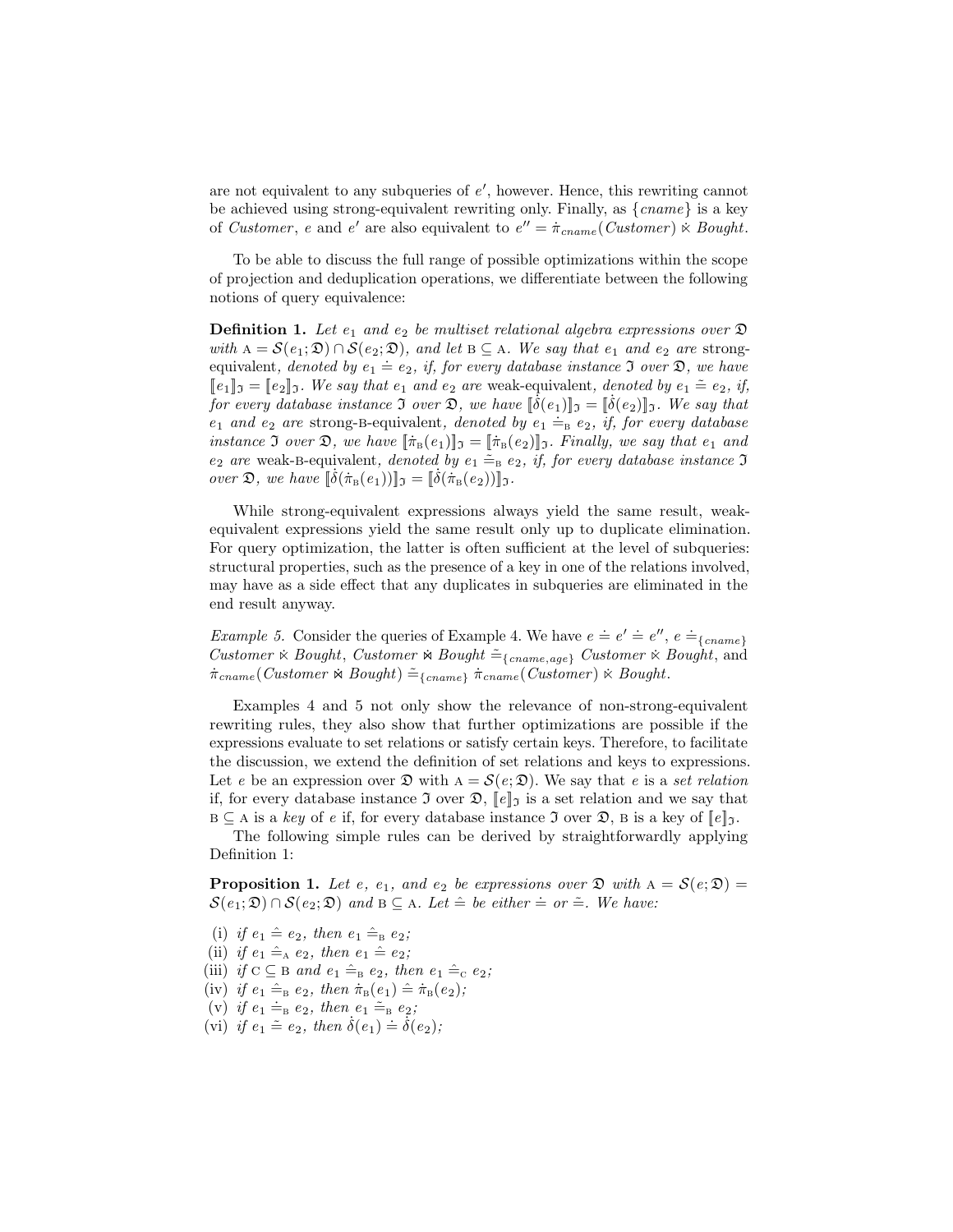are not equivalent to any subqueries of $e'$, however. Hence, this rewriting cannot be achieved using strong-equivalent rewriting only. Finally, as $\{cname\}$ is a key of *Customer*, $e$ and $e'$ are also equivalent to $e'' = \dot{\pi}_{cname}(Customer) \dot{\ltimes} Bought$.

To be able to discuss the full range of possible optimizations within the scope of projection and deduplication operations, we differentiate between the following notions of query equivalence:

**Definition 1.** *Let $e_1$ and $e_2$ be multiset relational algebra expressions over $\mathfrak{D}$ with $\mathrm{A} = \mathcal{S}(e_1; \mathfrak{D}) \cap \mathcal{S}(e_2; \mathfrak{D})$, and let $\mathrm{B} \subseteq \mathrm{A}$. We say that $e_1$ and $e_2$ are* strong-equivalent*, denoted by $e_1 \doteq e_2$, if, for every database instance $\mathfrak{I}$ over $\mathfrak{D}$, we have $[\![e_1]\!]_{\mathfrak{I}} = [\![e_2]\!]_{\mathfrak{I}}$. We say that $e_1$ and $e_2$ are* weak-equivalent*, denoted by $e_1 \mathrel{\dot{\tilde{=}}} e_2$, if, for every database instance $\mathfrak{I}$ over $\mathfrak{D}$, we have $[\![\dot{\delta}(e_1)]\!]_{\mathfrak{I}} = [\![\dot{\delta}(e_2)]\!]_{\mathfrak{I}}$. We say that $e_1$ and $e_2$ are* strong-B-equivalent*, denoted by $e_1 \doteq_{\mathrm{B}} e_2$, if, for every database instance $\mathfrak{I}$ over $\mathfrak{D}$, we have $[\![\dot{\pi}_{\mathrm{B}}(e_1)]\!]_{\mathfrak{I}} = [\![\dot{\pi}_{\mathrm{B}}(e_2)]\!]_{\mathfrak{I}}$. Finally, we say that $e_1$ and $e_2$ are* weak-B-equivalent*, denoted by $e_1 \mathrel{\dot{\tilde{=}}}_{\mathrm{B}} e_2$, if, for every database instance $\mathfrak{I}$ over $\mathfrak{D}$, we have $[\![\dot{\delta}(\dot{\pi}_{\mathrm{B}}(e_1))]\!]_{\mathfrak{I}} = [\![\dot{\delta}(\dot{\pi}_{\mathrm{B}}(e_2))]\!]_{\mathfrak{I}}$.*

While strong-equivalent expressions always yield the same result, weak-equivalent expressions yield the same result only up to duplicate elimination. For query optimization, the latter is often sufficient at the level of subqueries: structural properties, such as the presence of a key in one of the relations involved, may have as a side effect that any duplicates in subqueries are eliminated in the end result anyway.

*Example 5.* Consider the queries of Example 4. We have $e \doteq e' \doteq e''$, $e \doteq_{\{cname\}} Customer \dot{\ltimes} Bought$, $Customer \dot{\bowtie} Bought \mathrel{\dot{\tilde{=}}}_{\{cname,age\}} Customer \dot{\ltimes} Bought$, and $\dot{\pi}_{cname}(Customer \dot{\bowtie} Bought) \mathrel{\dot{\tilde{=}}}_{\{cname\}} \dot{\pi}_{cname}(Customer) \dot{\ltimes} Bought$.

Examples 4 and 5 not only show the relevance of non-strong-equivalent rewriting rules, they also show that further optimizations are possible if the expressions evaluate to set relations or satisfy certain keys. Therefore, to facilitate the discussion, we extend the definition of set relations and keys to expressions. Let $e$ be an expression over $\mathfrak{D}$ with $\mathrm{A} = \mathcal{S}(e; \mathfrak{D})$. We say that $e$ is a *set relation* if, for every database instance $\mathfrak{I}$ over $\mathfrak{D}$, $[\![e]\!]_{\mathfrak{I}}$ is a set relation and we say that $\mathrm{B} \subseteq \mathrm{A}$ is a *key* of $e$ if, for every database instance $\mathfrak{I}$ over $\mathfrak{D}$, B is a key of $[\![e]\!]_{\mathfrak{I}}$.

The following simple rules can be derived by straightforwardly applying Definition 1:

**Proposition 1.** *Let $e$, $e_1$, and $e_2$ be expressions over $\mathfrak{D}$ with $\mathrm{A} = \mathcal{S}(e; \mathfrak{D}) = \mathcal{S}(e_1; \mathfrak{D}) \cap \mathcal{S}(e_2; \mathfrak{D})$ and $\mathrm{B} \subseteq \mathrm{A}$. Let $\hat{=}$ be either $\doteq$ or $\mathrel{\dot{\tilde{=}}}$. We have:*

(i) *if $e_1 \mathrel{\hat{=}} e_2$, then $e_1 \mathrel{\hat{=}}_{\mathrm{B}} e_2$;*
(ii) *if $e_1 \mathrel{\hat{=}}_{\mathrm{A}} e_2$, then $e_1 \mathrel{\hat{=}} e_2$;*
(iii) *if $\mathrm{C} \subseteq \mathrm{B}$ and $e_1 \mathrel{\hat{=}}_{\mathrm{B}} e_2$, then $e_1 \mathrel{\hat{=}}_{\mathrm{C}} e_2$;*
(iv) *if $e_1 \mathrel{\hat{=}}_{\mathrm{B}} e_2$, then $\dot{\pi}_{\mathrm{B}}(e_1) \mathrel{\hat{=}} \dot{\pi}_{\mathrm{B}}(e_2)$;*
(v) *if $e_1 \doteq_{\mathrm{B}} e_2$, then $e_1 \mathrel{\dot{\tilde{=}}}_{\mathrm{B}} e_2$;*
(vi) *if $e_1 \mathrel{\dot{\tilde{=}}} e_2$, then $\dot{\delta}(e_1) \doteq \dot{\delta}(e_2)$;*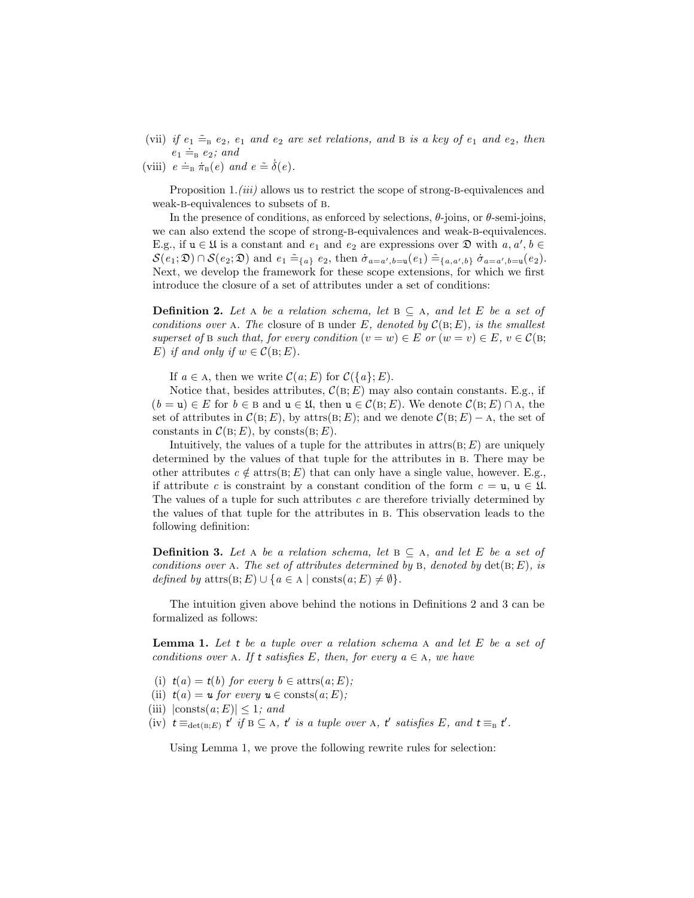(vii) *if* $e_1 \mathrel{\dot{\tilde{=}}}_{\text{B}} e_2$, *$e_1$ and $e_2$ are set relations, and* B *is a key of $e_1$ and $e_2$, then* $e_1 \doteq_{\text{B}} e_2$*; and*

(viii) $e \doteq_{\text{B}} \dot{\pi}_{\text{B}}(e)$ *and* $e \mathrel{\dot{\tilde{=}}} \dot{\delta}(e)$.

Proposition 1.*(iii)* allows us to restrict the scope of strong-B-equivalences and weak-B-equivalences to subsets of B.

In the presence of conditions, as enforced by selections, $\theta$-joins, or $\theta$-semi-joins, we can also extend the scope of strong-B-equivalences and weak-B-equivalences. E.g., if $\mathtt{u} \in \mathfrak{U}$ is a constant and $e_1$ and $e_2$ are expressions over $\mathfrak{D}$ with $a, a', b \in \mathcal{S}(e_1; \mathfrak{D}) \cap \mathcal{S}(e_2; \mathfrak{D})$ and $e_1 \mathrel{\dot{\tilde{=}}}_{\{a\}} e_2$, then $\dot{\sigma}_{a=a',b=\mathtt{u}}(e_1) \mathrel{\dot{\tilde{=}}}_{\{a,a',b\}} \dot{\sigma}_{a=a',b=\mathtt{u}}(e_2)$. Next, we develop the framework for these scope extensions, for which we first introduce the closure of a set of attributes under a set of conditions:

**Definition 2.** *Let* A *be a relation schema, let* $\text{B} \subseteq \text{A}$*, and let $E$ be a set of conditions over* A*. The* closure of B under $E$*, denoted by* $\mathcal{C}(\text{B}; E)$*, is the smallest superset of* B *such that, for every condition* $(v = w) \in E$ *or* $(w = v) \in E$*,* $v \in \mathcal{C}(\text{B}; E)$ *if and only if* $w \in \mathcal{C}(\text{B}; E)$*.*

If $a \in \text{A}$, then we write $\mathcal{C}(a; E)$ for $\mathcal{C}(\{a\}; E)$.

Notice that, besides attributes, $\mathcal{C}(\text{B}; E)$ may also contain constants. E.g., if $(b = \mathtt{u}) \in E$ for $b \in \text{B}$ and $\mathtt{u} \in \mathfrak{U}$, then $\mathtt{u} \in \mathcal{C}(\text{B}; E)$. We denote $\mathcal{C}(\text{B}; E) \cap \text{A}$, the set of attributes in $\mathcal{C}(\text{B}; E)$, by $\text{attrs}(\text{B}; E)$; and we denote $\mathcal{C}(\text{B}; E) - \text{A}$, the set of constants in $\mathcal{C}(\text{B}; E)$, by $\text{consts}(\text{B}; E)$.

Intuitively, the values of a tuple for the attributes in $\text{attrs}(\text{B}; E)$ are uniquely determined by the values of that tuple for the attributes in B. There may be other attributes $c \notin \text{attrs}(\text{B}; E)$ that can only have a single value, however. E.g., if attribute $c$ is constraint by a constant condition of the form $c = \mathtt{u}$, $\mathtt{u} \in \mathfrak{U}$. The values of a tuple for such attributes $c$ are therefore trivially determined by the values of that tuple for the attributes in B. This observation leads to the following definition:

**Definition 3.** *Let* A *be a relation schema, let* $\text{B} \subseteq \text{A}$*, and let $E$ be a set of conditions over* A*. The set of attributes determined by* B*, denoted by* $\det(\text{B}; E)$*, is defined by* $\text{attrs}(\text{B}; E) \cup \{a \in \text{A} \mid \text{consts}(a; E) \neq \emptyset\}$*.*

The intuition given above behind the notions in Definitions 2 and 3 can be formalized as follows:

**Lemma 1.** *Let $\mathtt{t}$ be a tuple over a relation schema* A *and let $E$ be a set of conditions over* A*. If $\mathtt{t}$ satisfies $E$, then, for every $a \in \text{A}$, we have*

(i) $\mathtt{t}(a) = \mathtt{t}(b)$ *for every* $b \in \text{attrs}(a; E)$*;*

(ii) $\mathtt{t}(a) = \mathtt{u}$ *for every* $\mathtt{u} \in \text{consts}(a; E)$*;*

(iii) $|\text{consts}(a; E)| \leq 1$*; and*

(iv) $\mathtt{t} \equiv_{\det(\text{B}; E)} \mathtt{t}'$ *if* $\text{B} \subseteq \text{A}$*, $\mathtt{t}'$ is a tuple over* A*, $\mathtt{t}'$ satisfies $E$, and* $\mathtt{t} \equiv_{\text{B}} \mathtt{t}'$*.*

Using Lemma 1, we prove the following rewrite rules for selection: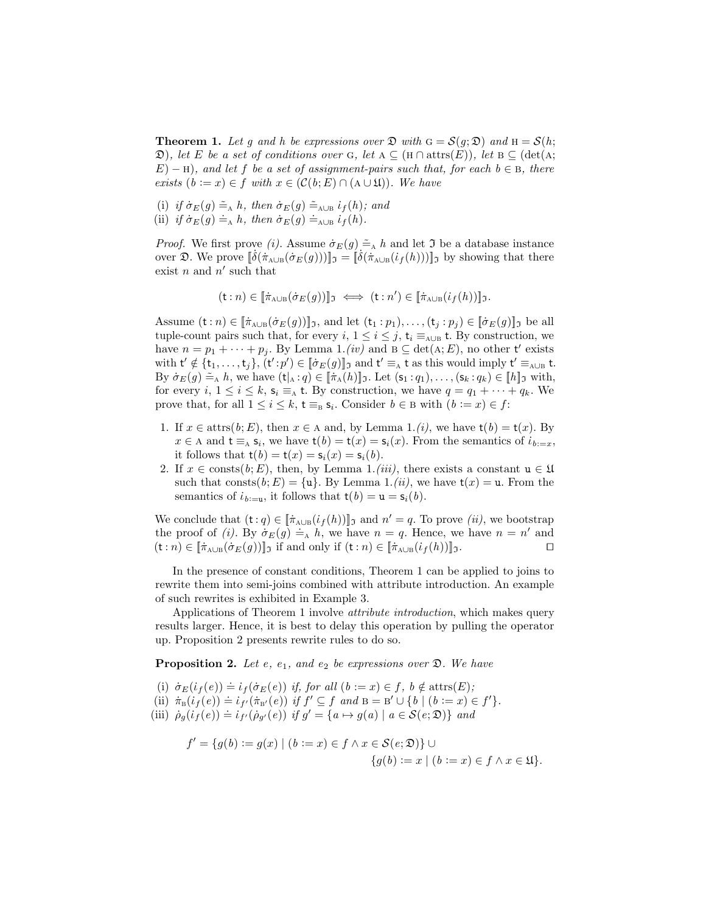**Theorem 1.** *Let $g$ and $h$ be expressions over $\mathfrak{D}$ with $\mathrm{G} = \mathcal{S}(g; \mathfrak{D})$ and $\mathrm{H} = \mathcal{S}(h; \mathfrak{D})$, let $E$ be a set of conditions over $\mathrm{G}$, let $\mathrm{A} \subseteq (\mathrm{H} \cap \mathrm{attrs}(E))$, let $\mathrm{B} \subseteq (\det(\mathrm{A}; E) - \mathrm{H})$, and let $f$ be a set of assignment-pairs such that, for each $b \in \mathrm{B}$, there exists $(b := x) \in f$ with $x \in (\mathcal{C}(b; E) \cap (\mathrm{A} \cup \mathfrak{U}))$. We have*

(i) *if $\dot{\sigma}_E(g) \tilde{\doteq}_{\mathrm{A}} h$, then $\dot{\sigma}_E(g) \tilde{\doteq}_{\mathrm{A}\cup\mathrm{B}} i_f(h)$; and*
(ii) *if $\dot{\sigma}_E(g) \doteq_{\mathrm{A}} h$, then $\dot{\sigma}_E(g) \doteq_{\mathrm{A}\cup\mathrm{B}} i_f(h)$.*

*Proof.* We first prove *(i)*. Assume $\dot{\sigma}_E(g) \tilde{\doteq}_{\mathrm{A}} h$ and let $\mathfrak{I}$ be a database instance over $\mathfrak{D}$. We prove $[\![\dot{\delta}(\dot{\pi}_{\mathrm{A}\cup\mathrm{B}}(\dot{\sigma}_E(g)))]\!]_{\mathfrak{I}} = [\![\dot{\delta}(\dot{\pi}_{\mathrm{A}\cup\mathrm{B}}(i_f(h)))]\!]_{\mathfrak{I}}$ by showing that there exist $n$ and $n'$ such that

$$(\mathsf{t} : n) \in [\![\dot{\pi}_{\mathrm{A}\cup\mathrm{B}}(\dot{\sigma}_E(g))]\!]_{\mathfrak{I}} \iff (\mathsf{t} : n') \in [\![\dot{\pi}_{\mathrm{A}\cup\mathrm{B}}(i_f(h))]\!]_{\mathfrak{I}}.$$

Assume $(\mathsf{t} : n) \in [\![\dot{\pi}_{\mathrm{A}\cup\mathrm{B}}(\dot{\sigma}_E(g))]\!]_{\mathfrak{I}}$, and let $(\mathsf{t}_1 : p_1), \dots, (\mathsf{t}_j : p_j) \in [\![\dot{\sigma}_E(g)]\!]_{\mathfrak{I}}$ be all tuple-count pairs such that, for every $i$, $1 \leq i \leq j$, $\mathsf{t}_i \equiv_{\mathrm{A}\cup\mathrm{B}} \mathsf{t}$. By construction, we have $n = p_1 + \dots + p_j$. By Lemma 1.*(iv)* and $\mathrm{B} \subseteq \det(\mathrm{A}; E)$, no other $\mathsf{t}'$ exists with $\mathsf{t}' \notin \{\mathsf{t}_1, \dots, \mathsf{t}_j\}$, $(\mathsf{t}' : p') \in [\![\dot{\sigma}_E(g)]\!]_{\mathfrak{I}}$ and $\mathsf{t}' \equiv_{\mathrm{A}} \mathsf{t}$ as this would imply $\mathsf{t}' \equiv_{\mathrm{A}\cup\mathrm{B}} \mathsf{t}$. By $\dot{\sigma}_E(g) \tilde{\doteq}_{\mathrm{A}} h$, we have $(\mathsf{t}|_{\mathrm{A}} : q) \in [\![\dot{\pi}_{\mathrm{A}}(h)]\!]_{\mathfrak{I}}$. Let $(\mathsf{s}_1 : q_1), \dots, (\mathsf{s}_k : q_k) \in [\![h]\!]_{\mathfrak{I}}$ with, for every $i$, $1 \leq i \leq k$, $\mathsf{s}_i \equiv_{\mathrm{A}} \mathsf{t}$. By construction, we have $q = q_1 + \dots + q_k$. We prove that, for all $1 \leq i \leq k$, $\mathsf{t} \equiv_{\mathrm{B}} \mathsf{s}_i$. Consider $b \in \mathrm{B}$ with $(b := x) \in f$:

1. If $x \in \mathrm{attrs}(b; E)$, then $x \in \mathrm{A}$ and, by Lemma 1.*(i)*, we have $\mathsf{t}(b) = \mathsf{t}(x)$. By $x \in \mathrm{A}$ and $\mathsf{t} \equiv_{\mathrm{A}} \mathsf{s}_i$, we have $\mathsf{t}(b) = \mathsf{t}(x) = \mathsf{s}_i(x)$. From the semantics of $i_{b:=x}$, it follows that $\mathsf{t}(b) = \mathsf{t}(x) = \mathsf{s}_i(x) = \mathsf{s}_i(b)$.
2. If $x \in \mathrm{consts}(b; E)$, then, by Lemma 1.*(iii)*, there exists a constant $\mathsf{u} \in \mathfrak{U}$ such that $\mathrm{consts}(b; E) = \{\mathsf{u}\}$. By Lemma 1.*(ii)*, we have $\mathsf{t}(x) = \mathsf{u}$. From the semantics of $i_{b:=\mathsf{u}}$, it follows that $\mathsf{t}(b) = \mathsf{u} = \mathsf{s}_i(b)$.

We conclude that $(\mathsf{t} : q) \in [\![\dot{\pi}_{\mathrm{A}\cup\mathrm{B}}(i_f(h))]\!]_{\mathfrak{I}}$ and $n' = q$. To prove *(ii)*, we bootstrap the proof of *(i)*. By $\dot{\sigma}_E(g) \doteq_{\mathrm{A}} h$, we have $n = q$. Hence, we have $n = n'$ and $(\mathsf{t} : n) \in [\![\dot{\pi}_{\mathrm{A}\cup\mathrm{B}}(\dot{\sigma}_E(g))]\!]_{\mathfrak{I}}$ if and only if $(\mathsf{t} : n) \in [\![\dot{\pi}_{\mathrm{A}\cup\mathrm{B}}(i_f(h))]\!]_{\mathfrak{I}}$. $\square$

In the presence of constant conditions, Theorem 1 can be applied to joins to rewrite them into semi-joins combined with attribute introduction. An example of such rewrites is exhibited in Example 3.

Applications of Theorem 1 involve *attribute introduction*, which makes query results larger. Hence, it is best to delay this operation by pulling the operator up. Proposition 2 presents rewrite rules to do so.

**Proposition 2.** *Let $e$, $e_1$, and $e_2$ be expressions over $\mathfrak{D}$. We have*

(i) $\dot{\sigma}_E(i_f(e)) \doteq i_f(\dot{\sigma}_E(e))$ *if, for all $(b := x) \in f$, $b \notin \mathrm{attrs}(E)$;*
(ii) $\dot{\pi}_{\mathrm{B}}(i_f(e)) \doteq i_{f'}(\dot{\pi}_{\mathrm{B}'}(e))$ *if $f' \subseteq f$ and $\mathrm{B} = \mathrm{B}' \cup \{b \mid (b := x) \in f'\}$.*
(iii) $\dot{\rho}_g(i_f(e)) \doteq i_{f'}(\dot{\rho}_{g'}(e))$ *if $g' = \{a \mapsto g(a) \mid a \in \mathcal{S}(e; \mathfrak{D})\}$ and*

$$f' = \{g(b) := g(x) \mid (b := x) \in f \wedge x \in \mathcal{S}(e; \mathfrak{D})\} \cup \{g(b) := x \mid (b := x) \in f \wedge x \in \mathfrak{U}\}.$$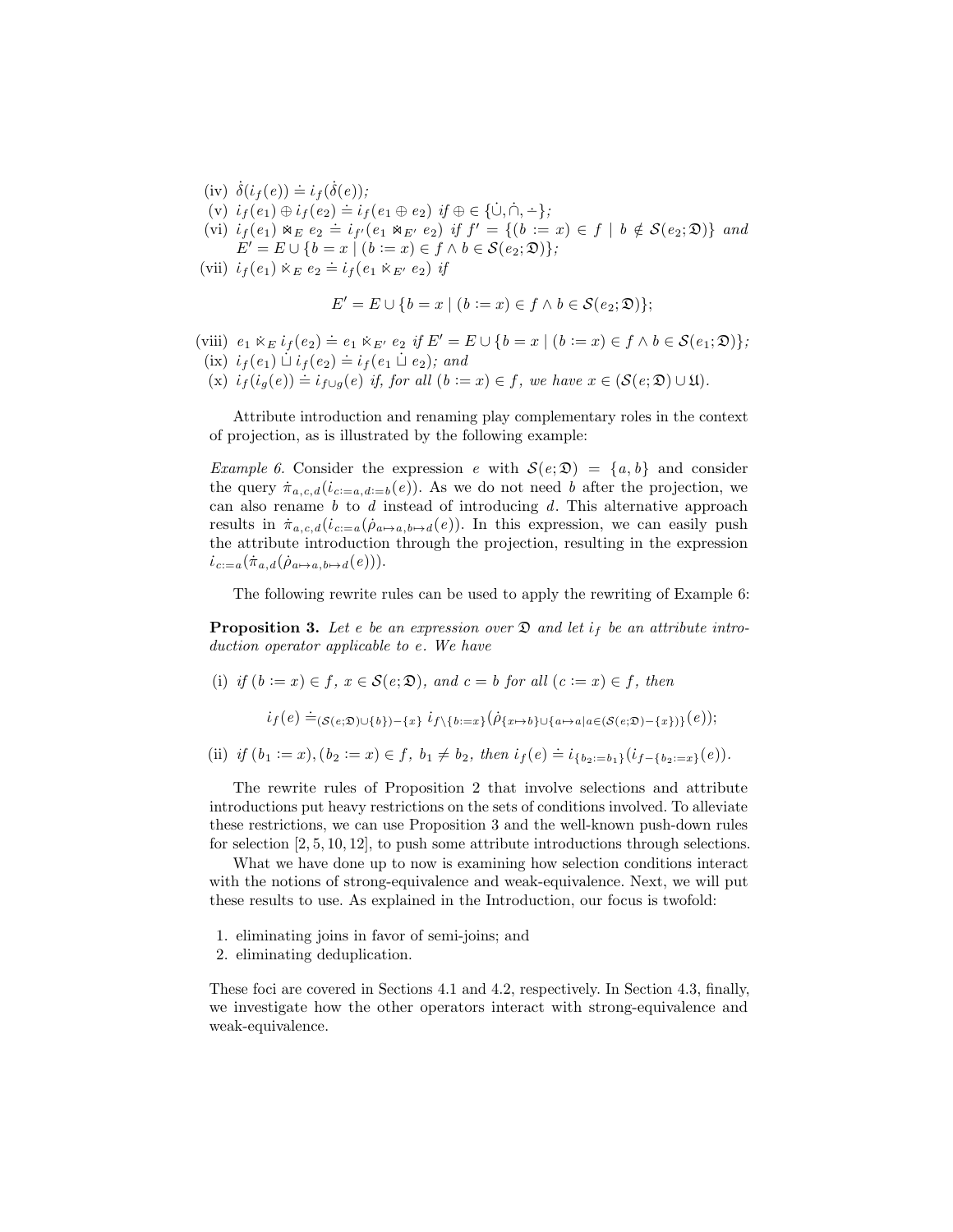(iv) $\dot{\delta}(i_f(e)) \doteq i_f(\dot{\delta}(e))$;

(v) $i_f(e_1) \oplus i_f(e_2) \doteq i_f(e_1 \oplus e_2)$ *if* $\oplus \in \{\dot{\cup}, \dot{\cap}, \dot{-}\}$;

(vi) $i_f(e_1) \ltimes_E e_2 \doteq i_{f'}(e_1 \ltimes_{E'} e_2)$ *if* $f' = \{(b := x) \in f \mid b \notin \mathcal{S}(e_2; \mathfrak{D})\}$ *and* $E' = E \cup \{b = x \mid (b := x) \in f \wedge b \in \mathcal{S}(e_2; \mathfrak{D})\}$;

(vii) $i_f(e_1) \dot{\ltimes}_E e_2 \doteq i_f(e_1 \dot{\ltimes}_{E'} e_2)$ *if*

$$E' = E \cup \{b = x \mid (b := x) \in f \wedge b \in \mathcal{S}(e_2; \mathfrak{D})\};$$

(viii) $e_1 \dot{\ltimes}_E i_f(e_2) \doteq e_1 \dot{\ltimes}_{E'} e_2$ *if* $E' = E \cup \{b = x \mid (b := x) \in f \wedge b \in \mathcal{S}(e_1; \mathfrak{D})\}$;

(ix) $i_f(e_1) \dot{\sqcup} i_f(e_2) \doteq i_f(e_1 \dot{\sqcup} e_2)$; *and*

(x) $i_f(i_g(e)) \doteq i_{f \cup g}(e)$ *if, for all* $(b := x) \in f$, *we have* $x \in (\mathcal{S}(e; \mathfrak{D}) \cup \mathfrak{U})$.

Attribute introduction and renaming play complementary roles in the context of projection, as is illustrated by the following example:

*Example 6.* Consider the expression $e$ with $\mathcal{S}(e; \mathfrak{D}) = \{a, b\}$ and consider the query $\dot{\pi}_{a,c,d}(i_{c:=a,d:=b}(e))$. As we do not need $b$ after the projection, we can also rename $b$ to $d$ instead of introducing $d$. This alternative approach results in $\dot{\pi}_{a,c,d}(i_{c:=a}(\dot{\rho}_{a \mapsto a, b \mapsto d}(e))$. In this expression, we can easily push the attribute introduction through the projection, resulting in the expression $i_{c:=a}(\dot{\pi}_{a,d}(\dot{\rho}_{a \mapsto a, b \mapsto d}(e)))$.

The following rewrite rules can be used to apply the rewriting of Example 6:

**Proposition 3.** *Let $e$ be an expression over $\mathfrak{D}$ and let $i_f$ be an attribute introduction operator applicable to $e$. We have*

(i) *if* $(b := x) \in f$, $x \in \mathcal{S}(e; \mathfrak{D})$, *and* $c = b$ *for all* $(c := x) \in f$, *then*

$$i_f(e) \doteq_{(\mathcal{S}(e;\mathfrak{D}) \cup \{b\}) - \{x\}} i_{f \setminus \{b:=x\}}(\dot{\rho}_{\{x \mapsto b\} \cup \{a \mapsto a \mid a \in (\mathcal{S}(e;\mathfrak{D}) - \{x\})\}}(e));$$

(ii) *if* $(b_1 := x), (b_2 := x) \in f$, $b_1 \neq b_2$, *then* $i_f(e) \doteq i_{\{b_2 := b_1\}}(i_{f - \{b_2 := x\}}(e))$.

The rewrite rules of Proposition 2 that involve selections and attribute introductions put heavy restrictions on the sets of conditions involved. To alleviate these restrictions, we can use Proposition 3 and the well-known push-down rules for selection [2, 5, 10, 12], to push some attribute introductions through selections.

What we have done up to now is examining how selection conditions interact with the notions of strong-equivalence and weak-equivalence. Next, we will put these results to use. As explained in the Introduction, our focus is twofold:

1. eliminating joins in favor of semi-joins; and
2. eliminating deduplication.

These foci are covered in Sections 4.1 and 4.2, respectively. In Section 4.3, finally, we investigate how the other operators interact with strong-equivalence and weak-equivalence.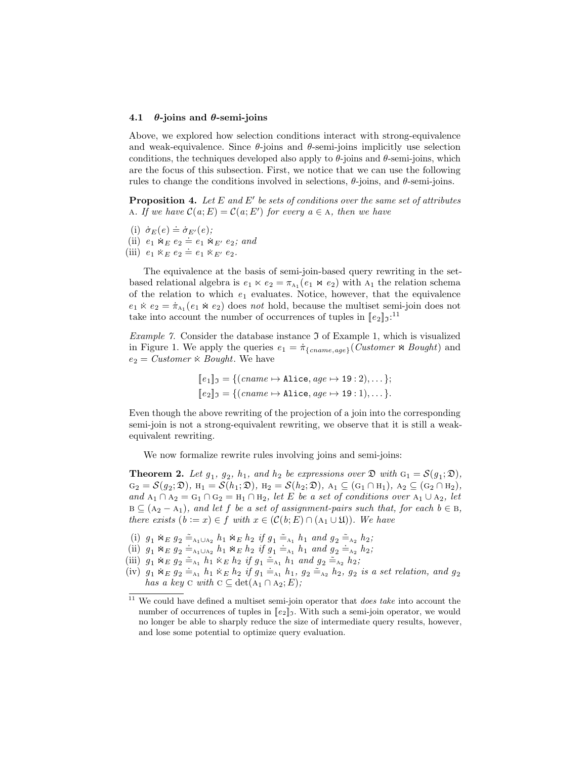### 4.1 $\theta$-joins and $\theta$-semi-joins

Above, we explored how selection conditions interact with strong-equivalence and weak-equivalence. Since $\theta$-joins and $\theta$-semi-joins implicitly use selection conditions, the techniques developed also apply to $\theta$-joins and $\theta$-semi-joins, which are the focus of this subsection. First, we notice that we can use the following rules to change the conditions involved in selections, $\theta$-joins, and $\theta$-semi-joins.

**Proposition 4.** *Let $E$ and $E'$ be sets of conditions over the same set of attributes* $\mathrm{A}$*. If we have $\mathcal{C}(a; E) = \mathcal{C}(a; E')$ for every $a \in \mathrm{A}$, then we have*

(i) $\dot{\sigma}_E(e) \doteq \dot{\sigma}_{E'}(e)$;
(ii) $e_1 \dot{\bowtie}_E\, e_2 \doteq e_1 \dot{\bowtie}_{E'}\, e_2$; and
(iii) $e_1 \dot{\ltimes}_E\, e_2 \doteq e_1 \dot{\ltimes}_{E'}\, e_2$.

The equivalence at the basis of semi-join-based query rewriting in the set-based relational algebra is $e_1 \ltimes e_2 = \pi_{\mathrm{A}_1}(e_1 \bowtie e_2)$ with $\mathrm{A}_1$ the relation schema of the relation to which $e_1$ evaluates. Notice, however, that the equivalence $e_1 \dot{\ltimes} e_2 = \dot{\pi}_{\mathrm{A}_1}(e_1 \dot{\bowtie} e_2)$ does *not* hold, because the multiset semi-join does not take into account the number of occurrences of tuples in $[\![e_2]\!]_{\mathfrak{I}}$:[11]

*Example 7.* Consider the database instance $\mathfrak{I}$ of Example 1, which is visualized in Figure 1. We apply the queries $e_1 = \dot{\pi}_{\{cname, age\}}(Customer \dot{\bowtie} Bought)$ and $e_2 = Customer \dot{\ltimes} Bought$. We have

$$[\![e_1]\!]_{\mathfrak{I}} = \{(cname \mapsto \texttt{Alice}, age \mapsto \texttt{19} : 2), \dots\};$$
$$[\![e_2]\!]_{\mathfrak{I}} = \{(cname \mapsto \texttt{Alice}, age \mapsto \texttt{19} : 1), \dots\}.$$

Even though the above rewriting of the projection of a join into the corresponding semi-join is not a strong-equivalent rewriting, we observe that it is still a weak-equivalent rewriting.

We now formalize rewrite rules involving joins and semi-joins:

**Theorem 2.** *Let $g_1$, $g_2$, $h_1$, and $h_2$ be expressions over $\mathfrak{D}$ with $\mathrm{G}_1 = \mathcal{S}(g_1; \mathfrak{D})$, $\mathrm{G}_2 = \mathcal{S}(g_2; \mathfrak{D})$, $\mathrm{H}_1 = \mathcal{S}(h_1; \mathfrak{D})$, $\mathrm{H}_2 = \mathcal{S}(h_2; \mathfrak{D})$, $\mathrm{A}_1 \subseteq (\mathrm{G}_1 \cap \mathrm{H}_1)$, $\mathrm{A}_2 \subseteq (\mathrm{G}_2 \cap \mathrm{H}_2)$, and $\mathrm{A}_1 \cap \mathrm{A}_2 = \mathrm{G}_1 \cap \mathrm{G}_2 = \mathrm{H}_1 \cap \mathrm{H}_2$, let $E$ be a set of conditions over $\mathrm{A}_1 \cup \mathrm{A}_2$, let $\mathrm{B} \subseteq (\mathrm{A}_2 - \mathrm{A}_1)$, and let $f$ be a set of assignment-pairs such that, for each $b \in \mathrm{B}$, there exists $(b := x) \in f$ with $x \in (\mathcal{C}(b; E) \cap (\mathrm{A}_1 \cup \mathfrak{U}))$. We have*

(i) $g_1 \dot{\bowtie}_E\, g_2 \,\tilde{\doteq}_{\mathrm{A}_1 \cup \mathrm{A}_2}\, h_1 \dot{\bowtie}_E\, h_2$ *if* $g_1 \,\tilde{\doteq}_{\mathrm{A}_1}\, h_1$ *and* $g_2 \,\tilde{\doteq}_{\mathrm{A}_2}\, h_2$;
(ii) $g_1 \dot{\bowtie}_E\, g_2 \doteq_{\mathrm{A}_1 \cup \mathrm{A}_2} h_1 \dot{\bowtie}_E\, h_2$ *if* $g_1 \doteq_{\mathrm{A}_1} h_1$ *and* $g_2 \doteq_{\mathrm{A}_2} h_2$;
(iii) $g_1 \dot{\bowtie}_E\, g_2 \,\tilde{\doteq}_{\mathrm{A}_1}\, h_1 \dot{\ltimes}_E\, h_2$ *if* $g_1 \,\tilde{\doteq}_{\mathrm{A}_1}\, h_1$ *and* $g_2 \,\tilde{\doteq}_{\mathrm{A}_2}\, h_2$;
(iv) $g_1 \dot{\bowtie}_E\, g_2 \doteq_{\mathrm{A}_1} h_1 \dot{\ltimes}_E\, h_2$ *if* $g_1 \doteq_{\mathrm{A}_1} h_1$, $g_2 \,\tilde{\doteq}_{\mathrm{A}_2}\, h_2$, *$g_2$ is a set relation, and $g_2$ has a key $\mathrm{C}$ with $\mathrm{C} \subseteq \det(\mathrm{A}_1 \cap \mathrm{A}_2; E)$;*

[11] We could have defined a multiset semi-join operator that *does take* into account the number of occurrences of tuples in $[\![e_2]\!]_{\mathfrak{I}}$. With such a semi-join operator, we would no longer be able to sharply reduce the size of intermediate query results, however, and lose some potential to optimize query evaluation.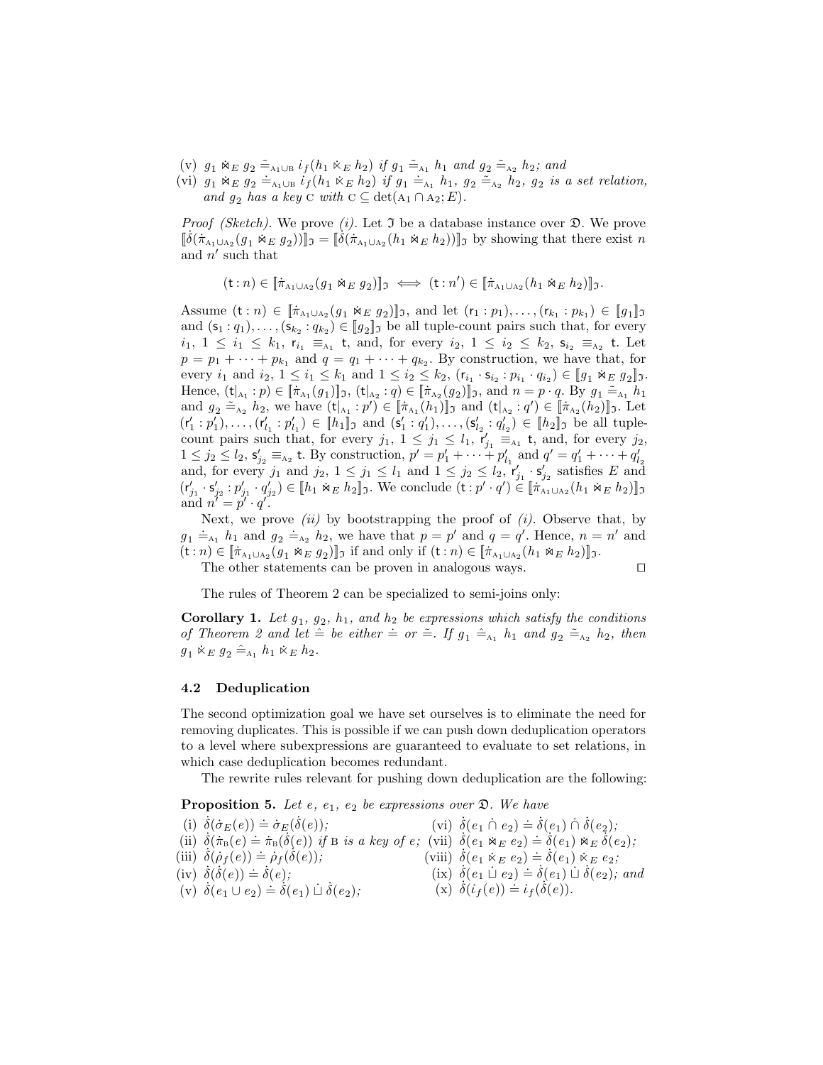(v) $g_1 \ltimes\!\!\!\rtimes_E g_2 \,\tilde{\doteq}_{\mathrm{A}_1\cup\mathrm{B}}\, i_f(h_1 \,\dot{\ltimes}_E\, h_2)$ *if* $g_1 \,\tilde{\doteq}_{\mathrm{A}_1}\, h_1$ *and* $g_2 \,\tilde{\doteq}_{\mathrm{A}_2}\, h_2$*; and*

(vi) $g_1 \ltimes\!\!\!\rtimes_E g_2 \doteq_{\mathrm{A}_1\cup\mathrm{B}} i_f(h_1 \,\dot{\ltimes}_E\, h_2)$ *if* $g_1 \doteq_{\mathrm{A}_1} h_1$*,* $g_2 \,\tilde{\doteq}_{\mathrm{A}_2}\, h_2$*,* $g_2$ *is a set relation, and* $g_2$ *has a key* $\mathrm{C}$ *with* $\mathrm{C} \subseteq \det(\mathrm{A}_1 \cap \mathrm{A}_2; E)$*.*

*Proof (Sketch).* We prove *(i)*. Let $\mathfrak{I}$ be a database instance over $\mathfrak{D}$. We prove $[\![\dot{\delta}(\dot{\pi}_{\mathrm{A}_1\cup\mathrm{A}_2}(g_1 \ltimes\!\!\!\rtimes_E g_2))]\!]_{\mathfrak{I}} = [\![\dot{\delta}(\dot{\pi}_{\mathrm{A}_1\cup\mathrm{A}_2}(h_1 \ltimes\!\!\!\rtimes_E h_2))]\!]_{\mathfrak{I}}$ by showing that there exist $n$ and $n'$ such that

$$(\mathsf{t} : n) \in [\![\dot{\pi}_{\mathrm{A}_1\cup\mathrm{A}_2}(g_1 \ltimes\!\!\!\rtimes_E g_2)]\!]_{\mathfrak{I}} \iff (\mathsf{t} : n') \in [\![\dot{\pi}_{\mathrm{A}_1\cup\mathrm{A}_2}(h_1 \ltimes\!\!\!\rtimes_E h_2)]\!]_{\mathfrak{I}}.$$

Assume $(\mathsf{t} : n) \in [\![\dot{\pi}_{\mathrm{A}_1\cup\mathrm{A}_2}(g_1 \ltimes\!\!\!\rtimes_E g_2)]\!]_{\mathfrak{I}}$, and let $(\mathsf{r}_1 : p_1), \dots, (\mathsf{r}_{k_1} : p_{k_1}) \in [\![g_1]\!]_{\mathfrak{I}}$ and $(\mathsf{s}_1 : q_1), \dots, (\mathsf{s}_{k_2} : q_{k_2}) \in [\![g_2]\!]_{\mathfrak{I}}$ be all tuple-count pairs such that, for every $i_1$, $1 \le i_1 \le k_1$, $\mathsf{r}_{i_1} \equiv_{\mathrm{A}_1} \mathsf{t}$, and, for every $i_2$, $1 \le i_2 \le k_2$, $\mathsf{s}_{i_2} \equiv_{\mathrm{A}_2} \mathsf{t}$. Let $p = p_1 + \dots + p_{k_1}$ and $q = q_1 + \dots + q_{k_2}$. By construction, we have that, for every $i_1$ and $i_2$, $1 \le i_1 \le k_1$ and $1 \le i_2 \le k_2$, $(\mathsf{r}_{i_1} \cdot \mathsf{s}_{i_2} : p_{i_1} \cdot q_{i_2}) \in [\![g_1 \ltimes\!\!\!\rtimes_E g_2]\!]_{\mathfrak{I}}$. Hence, $(\mathsf{t}|_{\mathrm{A}_1} : p) \in [\![\dot{\pi}_{\mathrm{A}_1}(g_1)]\!]_{\mathfrak{I}}$, $(\mathsf{t}|_{\mathrm{A}_2} : q) \in [\![\dot{\pi}_{\mathrm{A}_2}(g_2)]\!]_{\mathfrak{I}}$, and $n = p \cdot q$. By $g_1 \,\tilde{\doteq}_{\mathrm{A}_1}\, h_1$ and $g_2 \,\tilde{\doteq}_{\mathrm{A}_2}\, h_2$, we have $(\mathsf{t}|_{\mathrm{A}_1} : p') \in [\![\dot{\pi}_{\mathrm{A}_1}(h_1)]\!]_{\mathfrak{I}}$ and $(\mathsf{t}|_{\mathrm{A}_2} : q') \in [\![\dot{\pi}_{\mathrm{A}_2}(h_2)]\!]_{\mathfrak{I}}$. Let $(\mathsf{r}'_1 : p'_1), \dots, (\mathsf{r}'_{l_1} : p'_{l_1}) \in [\![h_1]\!]_{\mathfrak{I}}$ and $(\mathsf{s}'_1 : q'_1), \dots, (\mathsf{s}'_{l_2} : q'_{l_2}) \in [\![h_2]\!]_{\mathfrak{I}}$ be all tuple-count pairs such that, for every $j_1$, $1 \le j_1 \le l_1$, $\mathsf{r}'_{j_1} \equiv_{\mathrm{A}_1} \mathsf{t}$, and, for every $j_2$, $1 \le j_2 \le l_2$, $\mathsf{s}'_{j_2} \equiv_{\mathrm{A}_2} \mathsf{t}$. By construction, $p' = p'_1 + \dots + p'_{l_1}$ and $q' = q'_1 + \dots + q'_{l_2}$ and, for every $j_1$ and $j_2$, $1 \le j_1 \le l_1$ and $1 \le j_2 \le l_2$, $\mathsf{r}'_{j_1} \cdot \mathsf{s}'_{j_2}$ satisfies $E$ and $(\mathsf{r}'_{j_1} \cdot \mathsf{s}'_{j_2} : p'_{j_1} \cdot q'_{j_2}) \in [\![h_1 \ltimes\!\!\!\rtimes_E h_2]\!]_{\mathfrak{I}}$. We conclude $(\mathsf{t} : p' \cdot q') \in [\![\dot{\pi}_{\mathrm{A}_1\cup\mathrm{A}_2}(h_1 \ltimes\!\!\!\rtimes_E h_2)]\!]_{\mathfrak{I}}$ and $n' = p' \cdot q'$.

Next, we prove *(ii)* by bootstrapping the proof of *(i)*. Observe that, by $g_1 \doteq_{\mathrm{A}_1} h_1$ and $g_2 \doteq_{\mathrm{A}_2} h_2$, we have that $p = p'$ and $q = q'$. Hence, $n = n'$ and $(\mathsf{t} : n) \in [\![\dot{\pi}_{\mathrm{A}_1\cup\mathrm{A}_2}(g_1 \ltimes\!\!\!\rtimes_E g_2)]\!]_{\mathfrak{I}}$ if and only if $(\mathsf{t} : n) \in [\![\dot{\pi}_{\mathrm{A}_1\cup\mathrm{A}_2}(h_1 \ltimes\!\!\!\rtimes_E h_2)]\!]_{\mathfrak{I}}$.

The other statements can be proven in analogous ways. ◻

The rules of Theorem 2 can be specialized to semi-joins only:

**Corollary 1.** *Let* $g_1$*,* $g_2$*,* $h_1$*, and* $h_2$ *be expressions which satisfy the conditions of Theorem 2 and let* $\hat{\doteq}$ *be either* $\doteq$ *or* $\tilde{\doteq}$*. If* $g_1 \,\hat{\doteq}_{\mathrm{A}_1}\, h_1$ *and* $g_2 \,\tilde{\doteq}_{\mathrm{A}_2}\, h_2$*, then* $g_1 \,\dot{\ltimes}_E\, g_2 \,\hat{\doteq}_{\mathrm{A}_1}\, h_1 \,\dot{\ltimes}_E\, h_2$*.*

### 4.2 Deduplication

The second optimization goal we have set ourselves is to eliminate the need for removing duplicates. This is possible if we can push down deduplication operators to a level where subexpressions are guaranteed to evaluate to set relations, in which case deduplication becomes redundant.

The rewrite rules relevant for pushing down deduplication are the following:

**Proposition 5.** *Let* $e$*,* $e_1$*,* $e_2$ *be expressions over* $\mathfrak{D}$*. We have*

(i) $\dot{\delta}(\dot{\sigma}_E(e)) \doteq \dot{\sigma}_E(\dot{\delta}(e))$*;*

(ii) $\dot{\delta}(\dot{\pi}_{\mathrm{B}}(e) \doteq \dot{\pi}_{\mathrm{B}}(\dot{\delta}(e))$ *if* $\mathrm{B}$ *is a key of* $e$*;*

(iii) $\dot{\delta}(\dot{\rho}_f(e)) \doteq \dot{\rho}_f(\dot{\delta}(e))$*;*

(iv) $\dot{\delta}(\dot{\delta}(e)) \doteq \dot{\delta}(e)$*;*

(v) $\dot{\delta}(e_1 \cup e_2) \doteq \dot{\delta}(e_1) \,\dot{\sqcup}\, \dot{\delta}(e_2)$*;*

(vi) $\dot{\delta}(e_1 \,\dot{\cap}\, e_2) \doteq \dot{\delta}(e_1) \,\dot{\cap}\, \dot{\delta}(e_2)$*;*

(vii) $\dot{\delta}(e_1 \ltimes\!\!\!\rtimes_E e_2) \doteq \dot{\delta}(e_1) \ltimes\!\!\!\rtimes_E \dot{\delta}(e_2)$*;*

(viii) $\dot{\delta}(e_1 \,\dot{\ltimes}_E\, e_2) \doteq \dot{\delta}(e_1) \,\dot{\ltimes}_E\, e_2$*;*

(ix) $\dot{\delta}(e_1 \,\dot{\sqcup}\, e_2) \doteq \dot{\delta}(e_1) \,\dot{\sqcup}\, \dot{\delta}(e_2)$*; and*

(x) $\dot{\delta}(i_f(e)) \doteq i_f(\dot{\delta}(e))$*.*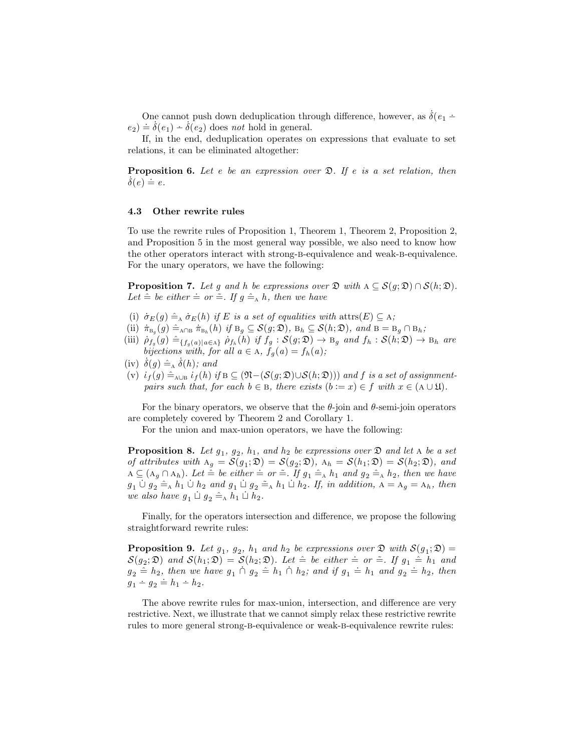One cannot push down deduplication through difference, however, as $\dot{\delta}(e_1 \dot{-} e_2) \doteq \dot{\delta}(e_1) \dot{-} \dot{\delta}(e_2)$ does *not* hold in general.

If, in the end, deduplication operates on expressions that evaluate to set relations, it can be eliminated altogether:

**Proposition 6.** *Let $e$ be an expression over $\mathfrak{D}$. If $e$ is a set relation, then $\dot{\delta}(e) \doteq e$.*

### 4.3 Other rewrite rules

To use the rewrite rules of Proposition 1, Theorem 1, Theorem 2, Proposition 2, and Proposition 5 in the most general way possible, we also need to know how the other operators interact with strong-B-equivalence and weak-B-equivalence. For the unary operators, we have the following:

**Proposition 7.** *Let $g$ and $h$ be expressions over $\mathfrak{D}$ with $\mathrm{A} \subseteq \mathcal{S}(g;\mathfrak{D}) \cap \mathcal{S}(h;\mathfrak{D})$. Let $\hat{=}$ be either $\doteq$ or $\tilde{=}$. If $g \mathrel{\hat{=}_{\mathrm{A}}} h$, then we have*

(i) *$\dot{\sigma}_E(g) \mathrel{\hat{=}_{\mathrm{A}}} \dot{\sigma}_E(h)$ if $E$ is a set of equalities with $\mathrm{attrs}(E) \subseteq \mathrm{A}$;*
(ii) *$\dot{\pi}_{\mathrm{B}_g}(g) \mathrel{\hat{=}_{\mathrm{A}\cap\mathrm{B}}} \dot{\pi}_{\mathrm{B}_h}(h)$ if $\mathrm{B}_g \subseteq \mathcal{S}(g;\mathfrak{D})$, $\mathrm{B}_h \subseteq \mathcal{S}(h;\mathfrak{D})$, and $\mathrm{B} = \mathrm{B}_g \cap \mathrm{B}_h$;*
(iii) *$\dot{\rho}_{f_g}(g) \mathrel{\hat{=}_{\{f_g(a) \mid a \in \mathrm{A}\}}} \dot{\rho}_{f_h}(h)$ if $f_g : \mathcal{S}(g;\mathfrak{D}) \to \mathrm{B}_g$ and $f_h : \mathcal{S}(h;\mathfrak{D}) \to \mathrm{B}_h$ are bijections with, for all $a \in \mathrm{A}$, $f_g(a) = f_h(a)$;*
(iv) *$\dot{\delta}(g) \mathrel{\hat{=}_{\mathrm{A}}} \dot{\delta}(h)$; and*
(v) *$\dot{\iota}_f(g) \mathrel{\hat{=}_{\mathrm{A}\cup\mathrm{B}}} \dot{\iota}_f(h)$ if $\mathrm{B} \subseteq (\mathfrak{N} - (\mathcal{S}(g;\mathfrak{D}) \cup \mathcal{S}(h;\mathfrak{D})))$ and $f$ is a set of assignment-pairs such that, for each $b \in \mathrm{B}$, there exists $(b := x) \in f$ with $x \in (\mathrm{A} \cup \mathfrak{U})$.*

For the binary operators, we observe that the $\theta$-join and $\theta$-semi-join operators are completely covered by Theorem 2 and Corollary 1.

For the union and max-union operators, we have the following:

**Proposition 8.** *Let $g_1$, $g_2$, $h_1$, and $h_2$ be expressions over $\mathfrak{D}$ and let $\mathrm{A}$ be a set of attributes with $\mathrm{A}_g = \mathcal{S}(g_1;\mathfrak{D}) = \mathcal{S}(g_2;\mathfrak{D})$, $\mathrm{A}_h = \mathcal{S}(h_1;\mathfrak{D}) = \mathcal{S}(h_2;\mathfrak{D})$, and $\mathrm{A} \subseteq (\mathrm{A}_g \cap \mathrm{A}_h)$. Let $\hat{=}$ be either $\doteq$ or $\tilde{=}$. If $g_1 \mathrel{\hat{=}_{\mathrm{A}}} h_1$ and $g_2 \mathrel{\hat{=}_{\mathrm{A}}} h_2$, then we have $g_1 \mathbin{\dot{\cup}} g_2 \mathrel{\hat{=}_{\mathrm{A}}} h_1 \mathbin{\dot{\cup}} h_2$ and $g_1 \mathbin{\dot{\sqcup}} g_2 \mathrel{\tilde{=}_{\mathrm{A}}} h_1 \mathbin{\dot{\sqcup}} h_2$. If, in addition, $\mathrm{A} = \mathrm{A}_g = \mathrm{A}_h$, then we also have $g_1 \mathbin{\dot{\sqcup}} g_2 \mathrel{\hat{=}_{\mathrm{A}}} h_1 \mathbin{\dot{\sqcup}} h_2$.*

Finally, for the operators intersection and difference, we propose the following straightforward rewrite rules:

**Proposition 9.** *Let $g_1$, $g_2$, $h_1$ and $h_2$ be expressions over $\mathfrak{D}$ with $\mathcal{S}(g_1;\mathfrak{D}) = \mathcal{S}(g_2;\mathfrak{D})$ and $\mathcal{S}(h_1;\mathfrak{D}) = \mathcal{S}(h_2;\mathfrak{D})$. Let $\hat{=}$ be either $\doteq$ or $\tilde{=}$. If $g_1 \mathrel{\hat{=}} h_1$ and $g_2 \mathrel{\hat{=}} h_2$, then we have $g_1 \mathbin{\dot{\cap}} g_2 \mathrel{\hat{=}} h_1 \mathbin{\dot{\cap}} h_2$; and if $g_1 \doteq h_1$ and $g_2 \doteq h_2$, then $g_1 \dot{-} g_2 \doteq h_1 \dot{-} h_2$.*

The above rewrite rules for max-union, intersection, and difference are very restrictive. Next, we illustrate that we cannot simply relax these restrictive rewrite rules to more general strong-B-equivalence or weak-B-equivalence rewrite rules: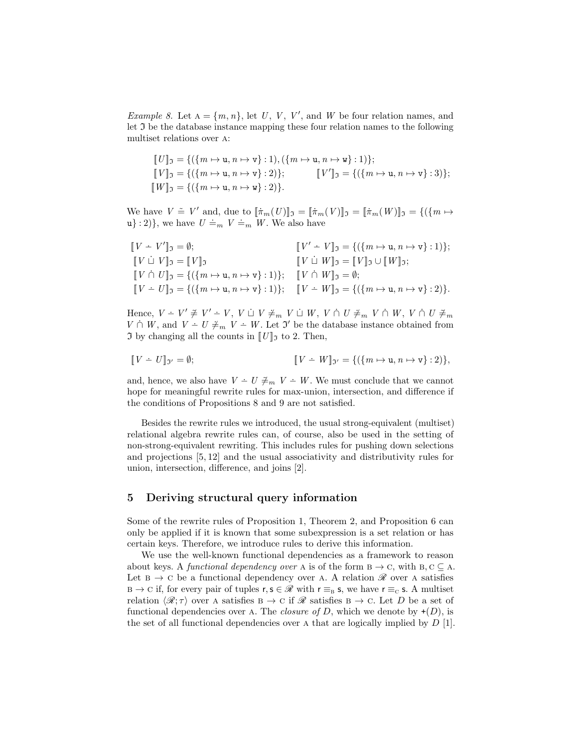*Example 8.* Let $\text{A} = \{m, n\}$, let $U$, $V$, $V'$, and $W$ be four relation names, and let $\mathfrak{I}$ be the database instance mapping these four relation names to the following multiset relations over A:

$$\llbracket U \rrbracket_{\mathfrak{I}} = \{(\{m \mapsto \mathtt{u}, n \mapsto \mathtt{v}\} : 1), (\{m \mapsto \mathtt{u}, n \mapsto \mathtt{w}\} : 1)\};$$
$$\llbracket V \rrbracket_{\mathfrak{I}} = \{(\{m \mapsto \mathtt{u}, n \mapsto \mathtt{v}\} : 2)\}; \qquad \llbracket V' \rrbracket_{\mathfrak{I}} = \{(\{m \mapsto \mathtt{u}, n \mapsto \mathtt{v}\} : 3)\};$$
$$\llbracket W \rrbracket_{\mathfrak{I}} = \{(\{m \mapsto \mathtt{u}, n \mapsto \mathtt{w}\} : 2)\}.$$

We have $V \dot{\simeq} V'$ and, due to $\llbracket \dot{\pi}_m(U) \rrbracket_{\mathfrak{I}} = \llbracket \dot{\pi}_m(V) \rrbracket_{\mathfrak{I}} = \llbracket \dot{\pi}_m(W) \rrbracket_{\mathfrak{I}} = \{(\{m \mapsto \mathtt{u}\} : 2)\}$, we have $U \doteq_m V \doteq_m W$. We also have

$$\llbracket V \mathbin{\dot{-}} V' \rrbracket_{\mathfrak{I}} = \emptyset; \qquad \llbracket V' \mathbin{\dot{-}} V \rrbracket_{\mathfrak{I}} = \{(\{m \mapsto \mathtt{u}, n \mapsto \mathtt{v}\} : 1)\};$$
$$\llbracket V \mathbin{\dot{\sqcup}} V \rrbracket_{\mathfrak{I}} = \llbracket V \rrbracket_{\mathfrak{I}} \qquad \llbracket V \mathbin{\dot{\sqcup}} W \rrbracket_{\mathfrak{I}} = \llbracket V \rrbracket_{\mathfrak{I}} \cup \llbracket W \rrbracket_{\mathfrak{I}};$$
$$\llbracket V \mathbin{\dot{\cap}} U \rrbracket_{\mathfrak{I}} = \{(\{m \mapsto \mathtt{u}, n \mapsto \mathtt{v}\} : 1)\}; \qquad \llbracket V \mathbin{\dot{\cap}} W \rrbracket_{\mathfrak{I}} = \emptyset;$$
$$\llbracket V \mathbin{\dot{-}} U \rrbracket_{\mathfrak{I}} = \{(\{m \mapsto \mathtt{u}, n \mapsto \mathtt{v}\} : 1)\}; \qquad \llbracket V \mathbin{\dot{-}} W \rrbracket_{\mathfrak{I}} = \{(\{m \mapsto \mathtt{u}, n \mapsto \mathtt{v}\} : 2)\}.$$

Hence, $V \mathbin{\dot{-}} V' \not\dot{\simeq} V' \mathbin{\dot{-}} V$, $V \mathbin{\dot{\sqcup}} V \not\doteq_m V \mathbin{\dot{\sqcup}} W$, $V \mathbin{\dot{\cap}} U \not\doteq_m V \mathbin{\dot{\cap}} W$, $V \mathbin{\dot{\cap}} U \not\doteq_m V \mathbin{\dot{\cap}} W$, and $V \mathbin{\dot{-}} U \not\doteq_m V \mathbin{\dot{-}} W$. Let $\mathfrak{I}'$ be the database instance obtained from $\mathfrak{I}$ by changing all the counts in $\llbracket U \rrbracket_{\mathfrak{I}}$ to 2. Then,

$$\llbracket V \mathbin{\dot{-}} U \rrbracket_{\mathfrak{I}'} = \emptyset; \qquad \llbracket V \mathbin{\dot{-}} W \rrbracket_{\mathfrak{I}'} = \{(\{m \mapsto \mathtt{u}, n \mapsto \mathtt{v}\} : 2)\},$$

and, hence, we also have $V \mathbin{\dot{-}} U \not\doteq_m V \mathbin{\dot{-}} W$. We must conclude that we cannot hope for meaningful rewrite rules for max-union, intersection, and difference if the conditions of Propositions 8 and 9 are not satisfied.

Besides the rewrite rules we introduced, the usual strong-equivalent (multiset) relational algebra rewrite rules can, of course, also be used in the setting of non-strong-equivalent rewriting. This includes rules for pushing down selections and projections [5, 12] and the usual associativity and distributivity rules for union, intersection, difference, and joins [2].

## 5 Deriving structural query information

Some of the rewrite rules of Proposition 1, Theorem 2, and Proposition 6 can only be applied if it is known that some subexpression is a set relation or has certain keys. Therefore, we introduce rules to derive this information.

We use the well-known functional dependencies as a framework to reason about keys. A *functional dependency over* A is of the form $\text{B} \rightarrow \text{C}$, with $\text{B}, \text{C} \subseteq \text{A}$. Let $\text{B} \rightarrow \text{C}$ be a functional dependency over A. A relation $\mathscr{R}$ over A satisfies $\text{B} \rightarrow \text{C}$ if, for every pair of tuples $\mathsf{r}, \mathsf{s} \in \mathscr{R}$ with $\mathsf{r} \equiv_{\text{B}} \mathsf{s}$, we have $\mathsf{r} \equiv_{\text{C}} \mathsf{s}$. A multiset relation $\langle \mathscr{R}; \tau \rangle$ over A satisfies $\text{B} \rightarrow \text{C}$ if $\mathscr{R}$ satisfies $\text{B} \rightarrow \text{C}$. Let $D$ be a set of functional dependencies over A. The *closure of* $D$, which we denote by $+(D)$, is the set of all functional dependencies over A that are logically implied by $D$ [1].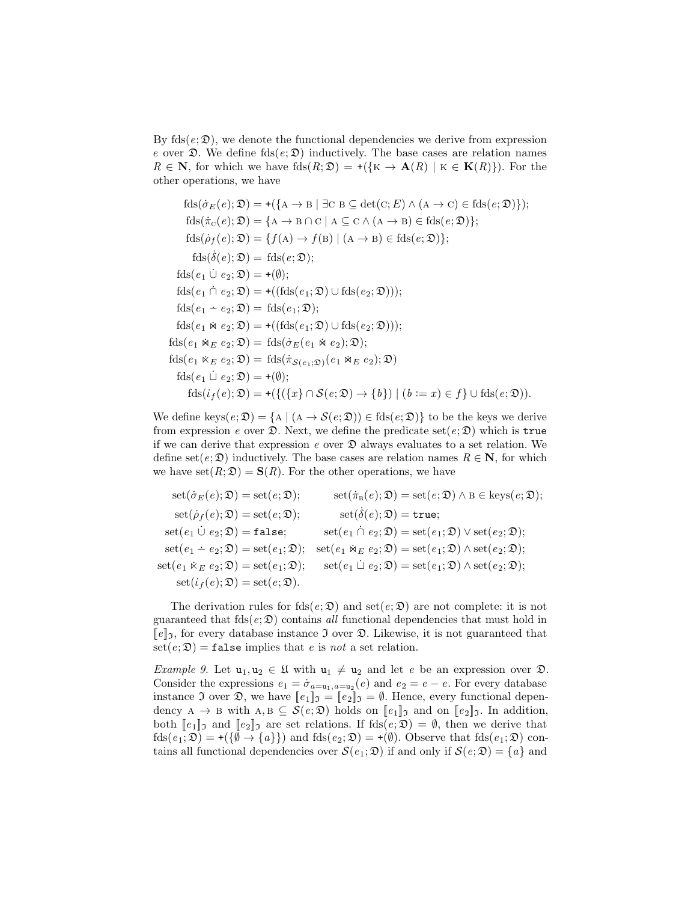By $\text{fds}(e; \mathfrak{D})$, we denote the functional dependencies we derive from expression $e$ over $\mathfrak{D}$. We define $\text{fds}(e; \mathfrak{D})$ inductively. The base cases are relation names $R \in \mathbf{N}$, for which we have $\text{fds}(R; \mathfrak{D}) = +(\{\mathrm{K} \to \mathbf{A}(R) \mid \mathrm{K} \in \mathbf{K}(R)\})$. For the other operations, we have

$$
\begin{aligned}
\text{fds}(\dot{\sigma}_E(e); \mathfrak{D}) &= +(\{\mathrm{A} \to \mathrm{B} \mid \exists \mathrm{C}\ \mathrm{B} \subseteq \det(\mathrm{C}; E) \wedge (\mathrm{A} \to \mathrm{C}) \in \text{fds}(e; \mathfrak{D})\});\\
\text{fds}(\dot{\pi}_{\mathrm{C}}(e); \mathfrak{D}) &= \{\mathrm{A} \to \mathrm{B} \cap \mathrm{C} \mid \mathrm{A} \subseteq \mathrm{C} \wedge (\mathrm{A} \to \mathrm{B}) \in \text{fds}(e; \mathfrak{D})\};\\
\text{fds}(\dot{\rho}_f(e); \mathfrak{D}) &= \{f(\mathrm{A}) \to f(\mathrm{B}) \mid (\mathrm{A} \to \mathrm{B}) \in \text{fds}(e; \mathfrak{D})\};\\
\text{fds}(\dot{\delta}(e); \mathfrak{D}) &= \text{fds}(e; \mathfrak{D});\\
\text{fds}(e_1 \mathbin{\dot{\cup}} e_2; \mathfrak{D}) &= +(\emptyset);\\
\text{fds}(e_1 \mathbin{\dot{\cap}} e_2; \mathfrak{D}) &= +((\text{fds}(e_1; \mathfrak{D}) \cup \text{fds}(e_2; \mathfrak{D})));\\
\text{fds}(e_1 \mathbin{\dot{-}} e_2; \mathfrak{D}) &= \text{fds}(e_1; \mathfrak{D});\\
\text{fds}(e_1 \mathbin{\dot{\bowtie}} e_2; \mathfrak{D}) &= +((\text{fds}(e_1; \mathfrak{D}) \cup \text{fds}(e_2; \mathfrak{D})));\\
\text{fds}(e_1 \mathbin{\dot{\bowtie}_E} e_2; \mathfrak{D}) &= \text{fds}(\dot{\sigma}_E(e_1 \mathbin{\dot{\bowtie}} e_2); \mathfrak{D});\\
\text{fds}(e_1 \mathbin{\dot{\ltimes}_E} e_2; \mathfrak{D}) &= \text{fds}(\dot{\pi}_{\mathcal{S}(e_1;\mathfrak{D})}(e_1 \mathbin{\dot{\bowtie}_E} e_2); \mathfrak{D})\\
\text{fds}(e_1 \mathbin{\dot{\sqcup}} e_2; \mathfrak{D}) &= +(\emptyset);\\
\text{fds}(i_f(e); \mathfrak{D}) &= +(\{(\{x\} \cap \mathcal{S}(e; \mathfrak{D}) \to \{b\}) \mid (b := x) \in f\} \cup \text{fds}(e; \mathfrak{D})).
\end{aligned}
$$

We define $\text{keys}(e; \mathfrak{D}) = \{\mathrm{A} \mid (\mathrm{A} \to \mathcal{S}(e; \mathfrak{D})) \in \text{fds}(e; \mathfrak{D})\}$ to be the keys we derive from expression $e$ over $\mathfrak{D}$. Next, we define the predicate $\text{set}(e; \mathfrak{D})$ which is `true` if we can derive that expression $e$ over $\mathfrak{D}$ always evaluates to a set relation. We define $\text{set}(e; \mathfrak{D})$ inductively. The base cases are relation names $R \in \mathbf{N}$, for which we have $\text{set}(R; \mathfrak{D}) = \mathbf{S}(R)$. For the other operations, we have

$$
\begin{aligned}
\text{set}(\dot{\sigma}_E(e); \mathfrak{D}) &= \text{set}(e; \mathfrak{D}); & \text{set}(\dot{\pi}_{\mathrm{B}}(e); \mathfrak{D}) &= \text{set}(e; \mathfrak{D}) \wedge \mathrm{B} \in \text{keys}(e; \mathfrak{D});\\
\text{set}(\dot{\rho}_f(e); \mathfrak{D}) &= \text{set}(e; \mathfrak{D}); & \text{set}(\dot{\delta}(e); \mathfrak{D}) &= \texttt{true};\\
\text{set}(e_1 \mathbin{\dot{\cup}} e_2; \mathfrak{D}) &= \texttt{false}; & \text{set}(e_1 \mathbin{\dot{\cap}} e_2; \mathfrak{D}) &= \text{set}(e_1; \mathfrak{D}) \vee \text{set}(e_2; \mathfrak{D});\\
\text{set}(e_1 \mathbin{\dot{-}} e_2; \mathfrak{D}) &= \text{set}(e_1; \mathfrak{D}); & \text{set}(e_1 \mathbin{\dot{\bowtie}_E} e_2; \mathfrak{D}) &= \text{set}(e_1; \mathfrak{D}) \wedge \text{set}(e_2; \mathfrak{D});\\
\text{set}(e_1 \mathbin{\dot{\ltimes}_E} e_2; \mathfrak{D}) &= \text{set}(e_1; \mathfrak{D}); & \text{set}(e_1 \mathbin{\dot{\sqcup}} e_2; \mathfrak{D}) &= \text{set}(e_1; \mathfrak{D}) \wedge \text{set}(e_2; \mathfrak{D});\\
\text{set}(i_f(e); \mathfrak{D}) &= \text{set}(e; \mathfrak{D}).
\end{aligned}
$$

The derivation rules for $\text{fds}(e; \mathfrak{D})$ and $\text{set}(e; \mathfrak{D})$ are not complete: it is not guaranteed that $\text{fds}(e; \mathfrak{D})$ contains *all* functional dependencies that must hold in $[\![e]\!]_{\mathfrak{I}}$, for every database instance $\mathfrak{I}$ over $\mathfrak{D}$. Likewise, it is not guaranteed that $\text{set}(e; \mathfrak{D}) = \texttt{false}$ implies that $e$ is *not* a set relation.

*Example 9.* Let $\mathtt{u}_1, \mathtt{u}_2 \in \mathfrak{U}$ with $\mathtt{u}_1 \neq \mathtt{u}_2$ and let $e$ be an expression over $\mathfrak{D}$. Consider the expressions $e_1 = \dot{\sigma}_{a=\mathtt{u}_1, a=\mathtt{u}_2}(e)$ and $e_2 = e - e$. For every database instance $\mathfrak{I}$ over $\mathfrak{D}$, we have $[\![e_1]\!]_{\mathfrak{I}} = [\![e_2]\!]_{\mathfrak{I}} = \emptyset$. Hence, every functional dependency $\mathrm{A} \to \mathrm{B}$ with $\mathrm{A}, \mathrm{B} \subseteq \mathcal{S}(e; \mathfrak{D})$ holds on $[\![e_1]\!]_{\mathfrak{I}}$ and on $[\![e_2]\!]_{\mathfrak{I}}$. In addition, both $[\![e_1]\!]_{\mathfrak{I}}$ and $[\![e_2]\!]_{\mathfrak{I}}$ are set relations. If $\text{fds}(e; \mathfrak{D}) = \emptyset$, then we derive that $\text{fds}(e_1; \mathfrak{D}) = +(\{\emptyset \to \{a\}\})$ and $\text{fds}(e_2; \mathfrak{D}) = +(\emptyset)$. Observe that $\text{fds}(e_1; \mathfrak{D})$ contains all functional dependencies over $\mathcal{S}(e_1; \mathfrak{D})$ if and only if $\mathcal{S}(e; \mathfrak{D}) = \{a\}$ and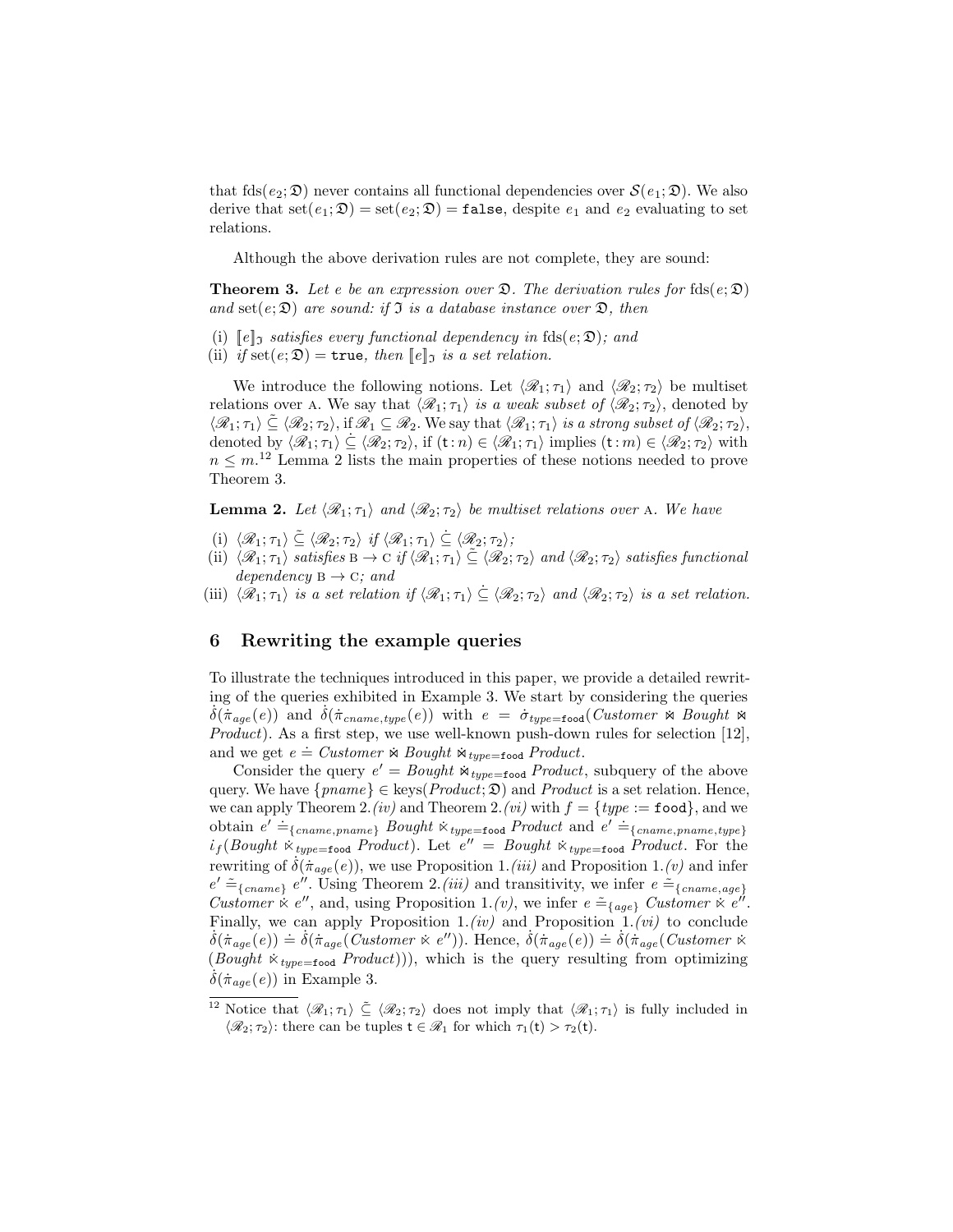that $\text{fds}(e_2; \mathfrak{D})$ never contains all functional dependencies over $\mathcal{S}(e_1; \mathfrak{D})$. We also derive that $\text{set}(e_1; \mathfrak{D}) = \text{set}(e_2; \mathfrak{D}) = \texttt{false}$, despite $e_1$ and $e_2$ evaluating to set relations.

Although the above derivation rules are not complete, they are sound:

**Theorem 3.** *Let $e$ be an expression over $\mathfrak{D}$. The derivation rules for $\text{fds}(e; \mathfrak{D})$ and $\text{set}(e; \mathfrak{D})$ are sound: if $\mathfrak{I}$ is a database instance over $\mathfrak{D}$, then*

(i) *$[\![e]\!]_{\mathfrak{I}}$ satisfies every functional dependency in $\text{fds}(e; \mathfrak{D})$; and*
(ii) *if $\text{set}(e; \mathfrak{D}) = \texttt{true}$, then $[\![e]\!]_{\mathfrak{I}}$ is a set relation.*

We introduce the following notions. Let $\langle \mathscr{R}_1; \tau_1 \rangle$ and $\langle \mathscr{R}_2; \tau_2 \rangle$ be multiset relations over $\text{A}$. We say that $\langle \mathscr{R}_1; \tau_1 \rangle$ *is a weak subset of* $\langle \mathscr{R}_2; \tau_2 \rangle$, denoted by $\langle \mathscr{R}_1; \tau_1 \rangle \mathrel{\tilde{\subseteq}} \langle \mathscr{R}_2; \tau_2 \rangle$, if $\mathscr{R}_1 \subseteq \mathscr{R}_2$. We say that $\langle \mathscr{R}_1; \tau_1 \rangle$ *is a strong subset of* $\langle \mathscr{R}_2; \tau_2 \rangle$, denoted by $\langle \mathscr{R}_1; \tau_1 \rangle \mathrel{\dot{\subseteq}} \langle \mathscr{R}_2; \tau_2 \rangle$, if $(\mathtt{t} : n) \in \langle \mathscr{R}_1; \tau_1 \rangle$ implies $(\mathtt{t} : m) \in \langle \mathscr{R}_2; \tau_2 \rangle$ with $n \leq m$.[12] Lemma 2 lists the main properties of these notions needed to prove Theorem 3.

**Lemma 2.** *Let $\langle \mathscr{R}_1; \tau_1 \rangle$ and $\langle \mathscr{R}_2; \tau_2 \rangle$ be multiset relations over $\text{A}$. We have*

(i) *$\langle \mathscr{R}_1; \tau_1 \rangle \mathrel{\tilde{\subseteq}} \langle \mathscr{R}_2; \tau_2 \rangle$ if $\langle \mathscr{R}_1; \tau_1 \rangle \mathrel{\dot{\subseteq}} \langle \mathscr{R}_2; \tau_2 \rangle$;*
(ii) *$\langle \mathscr{R}_1; \tau_1 \rangle$ satisfies $\text{B} \rightarrow \text{C}$ if $\langle \mathscr{R}_1; \tau_1 \rangle \mathrel{\tilde{\subseteq}} \langle \mathscr{R}_2; \tau_2 \rangle$ and $\langle \mathscr{R}_2; \tau_2 \rangle$ satisfies functional dependency $\text{B} \rightarrow \text{C}$; and*
(iii) *$\langle \mathscr{R}_1; \tau_1 \rangle$ is a set relation if $\langle \mathscr{R}_1; \tau_1 \rangle \mathrel{\dot{\subseteq}} \langle \mathscr{R}_2; \tau_2 \rangle$ and $\langle \mathscr{R}_2; \tau_2 \rangle$ is a set relation.*

## 6 Rewriting the example queries

To illustrate the techniques introduced in this paper, we provide a detailed rewriting of the queries exhibited in Example 3. We start by considering the queries $\dot{\delta}(\dot{\pi}_{age}(e))$ and $\dot{\delta}(\dot{\pi}_{cname,type}(e))$ with $e = \dot{\sigma}_{type=\texttt{food}}(\mathit{Customer} \bowtie \mathit{Bought} \bowtie \mathit{Product})$. As a first step, we use well-known push-down rules for selection [12], and we get $e \doteq \mathit{Customer} \bowtie \mathit{Bought} \bowtie_{type=\texttt{food}} \mathit{Product}$.

Consider the query $e' = \mathit{Bought} \bowtie_{type=\texttt{food}} \mathit{Product}$, subquery of the above query. We have $\{pname\} \in \text{keys}(\mathit{Product}; \mathfrak{D})$ and $\mathit{Product}$ is a set relation. Hence, we can apply Theorem 2.*(iv)* and Theorem 2.*(vi)* with $f = \{type := \texttt{food}\}$, and we obtain $e' \doteq_{\{cname,pname\}} \mathit{Bought} \ltimes_{type=\texttt{food}} \mathit{Product}$ and $e' \doteq_{\{cname,pname,type\}} i_f(\mathit{Bought} \ltimes_{type=\texttt{food}} \mathit{Product})$. Let $e'' = \mathit{Bought} \ltimes_{type=\texttt{food}} \mathit{Product}$. For the rewriting of $\dot{\delta}(\dot{\pi}_{age}(e))$, we use Proposition 1.*(iii)* and Proposition 1.*(v)* and infer $e' \mathrel{\tilde{=}}_{\{cname\}} e''$. Using Theorem 2.*(iii)* and transitivity, we infer $e \mathrel{\tilde{=}}_{\{cname,age\}} \mathit{Customer} \ltimes e''$, and, using Proposition 1.*(v)*, we infer $e \mathrel{\tilde{=}}_{\{age\}} \mathit{Customer} \ltimes e''$. Finally, we can apply Proposition 1.*(iv)* and Proposition 1.*(vi)* to conclude $\dot{\delta}(\dot{\pi}_{age}(e)) \doteq \dot{\delta}(\dot{\pi}_{age}(\mathit{Customer} \ltimes e''))$. Hence, $\dot{\delta}(\dot{\pi}_{age}(e)) \doteq \dot{\delta}(\dot{\pi}_{age}(\mathit{Customer} \ltimes (\mathit{Bought} \ltimes_{type=\texttt{food}} \mathit{Product})))$, which is the query resulting from optimizing $\dot{\delta}(\dot{\pi}_{age}(e))$ in Example 3.

[12] Notice that $\langle \mathscr{R}_1; \tau_1 \rangle \mathrel{\tilde{\subseteq}} \langle \mathscr{R}_2; \tau_2 \rangle$ does not imply that $\langle \mathscr{R}_1; \tau_1 \rangle$ is fully included in $\langle \mathscr{R}_2; \tau_2 \rangle$: there can be tuples $\mathtt{t} \in \mathscr{R}_1$ for which $\tau_1(\mathtt{t}) > \tau_2(\mathtt{t})$.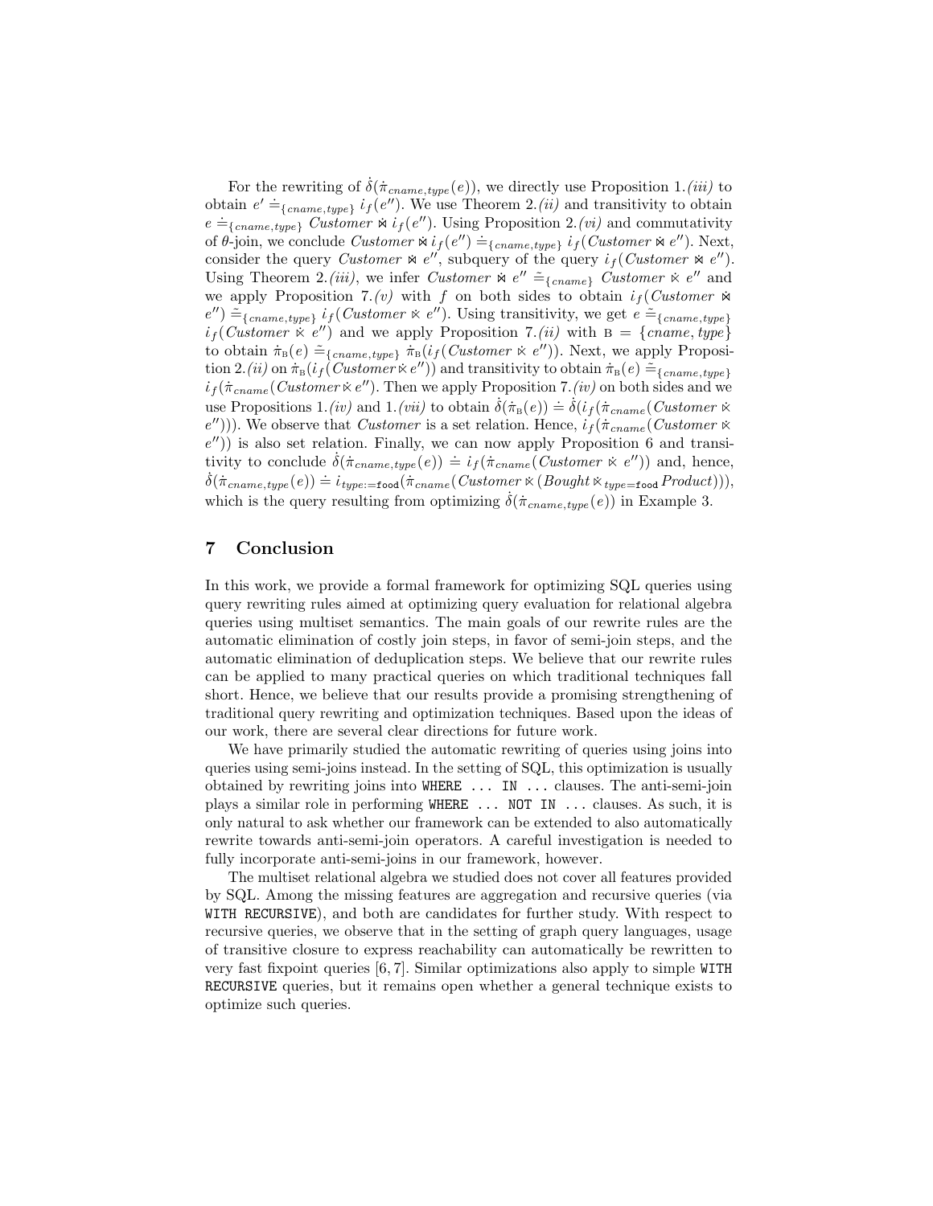For the rewriting of $\dot{\delta}(\dot{\pi}_{cname,type}(e))$, we directly use Proposition 1.*(iii)* to obtain $e' \doteq_{\{cname,type\}} i_f(e'')$. We use Theorem 2.*(ii)* and transitivity to obtain $e \doteq_{\{cname,type\}} Customer \bowtie i_f(e'')$. Using Proposition 2.*(vi)* and commutativity of $\theta$-join, we conclude $Customer \bowtie i_f(e'') \doteq_{\{cname,type\}} i_f(Customer \bowtie e'')$. Next, consider the query $Customer \bowtie e''$, subquery of the query $i_f(Customer \bowtie e'')$. Using Theorem 2.*(iii)*, we infer $Customer \bowtie e'' \tilde{\doteq}_{\{cname\}} Customer \ltimes e''$ and we apply Proposition 7.*(v)* with $f$ on both sides to obtain $i_f(Customer \bowtie e'') \tilde{\doteq}_{\{cname,type\}} i_f(Customer \ltimes e'')$. Using transitivity, we get $e \tilde{\doteq}_{\{cname,type\}} i_f(Customer \ltimes e'')$ and we apply Proposition 7.*(ii)* with $\mathrm{B} = \{cname, type\}$ to obtain $\dot{\pi}_{\mathrm{B}}(e) \tilde{\doteq}_{\{cname,type\}} \dot{\pi}_{\mathrm{B}}(i_f(Customer \ltimes e''))$. Next, we apply Proposition 2.*(ii)* on $\dot{\pi}_{\mathrm{B}}(i_f(Customer \ltimes e''))$ and transitivity to obtain $\dot{\pi}_{\mathrm{B}}(e) \tilde{\doteq}_{\{cname,type\}} i_f(\dot{\pi}_{cname}(Customer \ltimes e''))$. Then we apply Proposition 7.*(iv)* on both sides and we use Propositions 1.*(iv)* and 1.*(vii)* to obtain $\dot{\delta}(\dot{\pi}_{\mathrm{B}}(e)) \doteq \dot{\delta}(i_f(\dot{\pi}_{cname}(Customer \ltimes e'')))$. We observe that *Customer* is a set relation. Hence, $i_f(\dot{\pi}_{cname}(Customer \ltimes e''))$ is also set relation. Finally, we can now apply Proposition 6 and transitivity to conclude $\dot{\delta}(\dot{\pi}_{cname,type}(e)) \doteq i_f(\dot{\pi}_{cname}(Customer \ltimes e''))$ and, hence, $\dot{\delta}(\dot{\pi}_{cname,type}(e)) \doteq i_{type:=\texttt{food}}(\dot{\pi}_{cname}(Customer \ltimes (Bought \ltimes_{type=\texttt{food}} Product)))$, which is the query resulting from optimizing $\dot{\delta}(\dot{\pi}_{cname,type}(e))$ in Example 3.

## 7 Conclusion

In this work, we provide a formal framework for optimizing SQL queries using query rewriting rules aimed at optimizing query evaluation for relational algebra queries using multiset semantics. The main goals of our rewrite rules are the automatic elimination of costly join steps, in favor of semi-join steps, and the automatic elimination of deduplication steps. We believe that our rewrite rules can be applied to many practical queries on which traditional techniques fall short. Hence, we believe that our results provide a promising strengthening of traditional query rewriting and optimization techniques. Based upon the ideas of our work, there are several clear directions for future work.

We have primarily studied the automatic rewriting of queries using joins into queries using semi-joins instead. In the setting of SQL, this optimization is usually obtained by rewriting joins into `WHERE ... IN ...` clauses. The anti-semi-join plays a similar role in performing `WHERE ... NOT IN ...` clauses. As such, it is only natural to ask whether our framework can be extended to also automatically rewrite towards anti-semi-join operators. A careful investigation is needed to fully incorporate anti-semi-joins in our framework, however.

The multiset relational algebra we studied does not cover all features provided by SQL. Among the missing features are aggregation and recursive queries (via `WITH RECURSIVE`), and both are candidates for further study. With respect to recursive queries, we observe that in the setting of graph query languages, usage of transitive closure to express reachability can automatically be rewritten to very fast fixpoint queries [6, 7]. Similar optimizations also apply to simple `WITH RECURSIVE` queries, but it remains open whether a general technique exists to optimize such queries.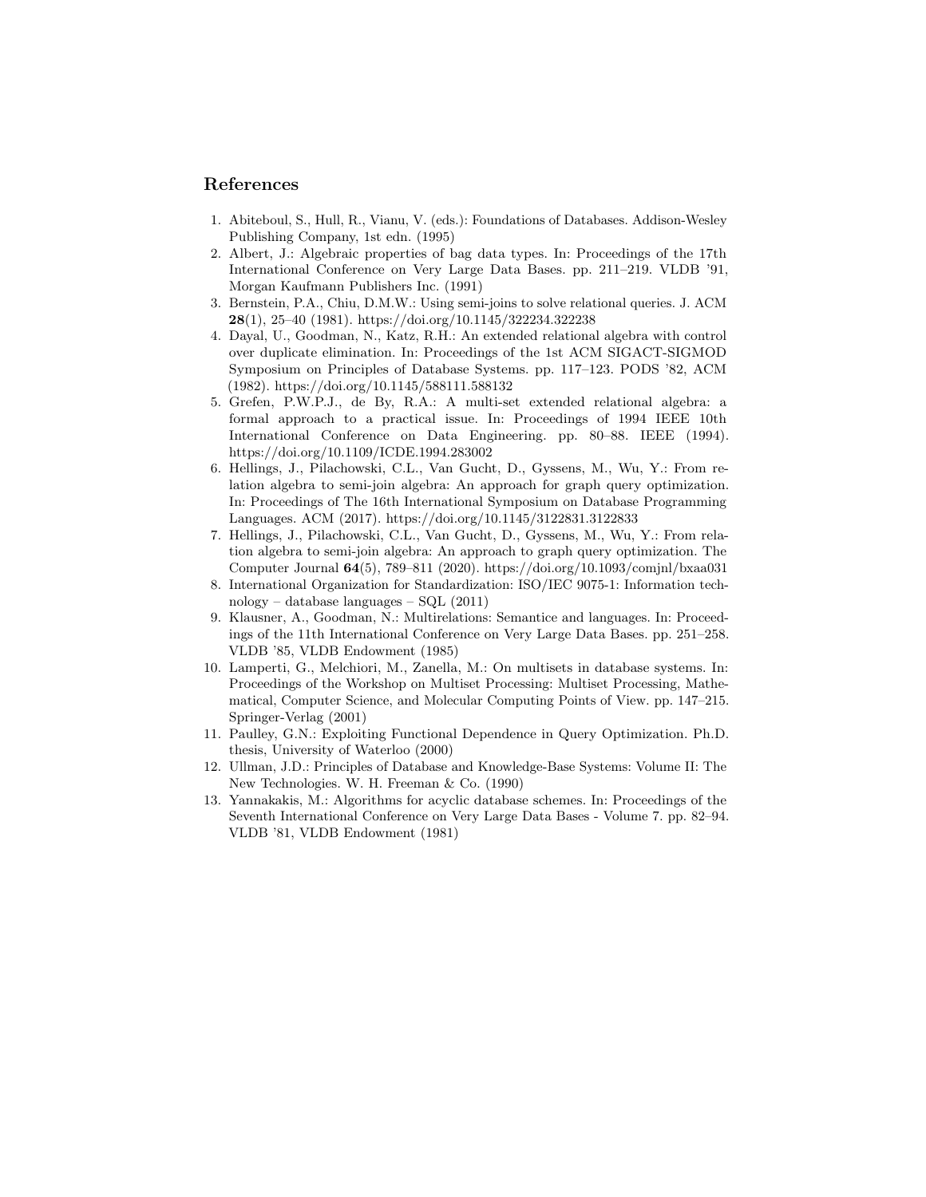## References

1. Abiteboul, S., Hull, R., Vianu, V. (eds.): Foundations of Databases. Addison-Wesley Publishing Company, 1st edn. (1995)
2. Albert, J.: Algebraic properties of bag data types. In: Proceedings of the 17th International Conference on Very Large Data Bases. pp. 211–219. VLDB '91, Morgan Kaufmann Publishers Inc. (1991)
3. Bernstein, P.A., Chiu, D.M.W.: Using semi-joins to solve relational queries. J. ACM **28**(1), 25–40 (1981). https://doi.org/10.1145/322234.322238
4. Dayal, U., Goodman, N., Katz, R.H.: An extended relational algebra with control over duplicate elimination. In: Proceedings of the 1st ACM SIGACT-SIGMOD Symposium on Principles of Database Systems. pp. 117–123. PODS '82, ACM (1982). https://doi.org/10.1145/588111.588132
5. Grefen, P.W.P.J., de By, R.A.: A multi-set extended relational algebra: a formal approach to a practical issue. In: Proceedings of 1994 IEEE 10th International Conference on Data Engineering. pp. 80–88. IEEE (1994). https://doi.org/10.1109/ICDE.1994.283002
6. Hellings, J., Pilachowski, C.L., Van Gucht, D., Gyssens, M., Wu, Y.: From relation algebra to semi-join algebra: An approach for graph query optimization. In: Proceedings of The 16th International Symposium on Database Programming Languages. ACM (2017). https://doi.org/10.1145/3122831.3122833
7. Hellings, J., Pilachowski, C.L., Van Gucht, D., Gyssens, M., Wu, Y.: From relation algebra to semi-join algebra: An approach to graph query optimization. The Computer Journal **64**(5), 789–811 (2020). https://doi.org/10.1093/comjnl/bxaa031
8. International Organization for Standardization: ISO/IEC 9075-1: Information technology – database languages – SQL (2011)
9. Klausner, A., Goodman, N.: Multirelations: Semantice and languages. In: Proceedings of the 11th International Conference on Very Large Data Bases. pp. 251–258. VLDB '85, VLDB Endowment (1985)
10. Lamperti, G., Melchiori, M., Zanella, M.: On multisets in database systems. In: Proceedings of the Workshop on Multiset Processing: Multiset Processing, Mathematical, Computer Science, and Molecular Computing Points of View. pp. 147–215. Springer-Verlag (2001)
11. Paulley, G.N.: Exploiting Functional Dependence in Query Optimization. Ph.D. thesis, University of Waterloo (2000)
12. Ullman, J.D.: Principles of Database and Knowledge-Base Systems: Volume II: The New Technologies. W. H. Freeman & Co. (1990)
13. Yannakakis, M.: Algorithms for acyclic database schemes. In: Proceedings of the Seventh International Conference on Very Large Data Bases - Volume 7. pp. 82–94. VLDB '81, VLDB Endowment (1981)